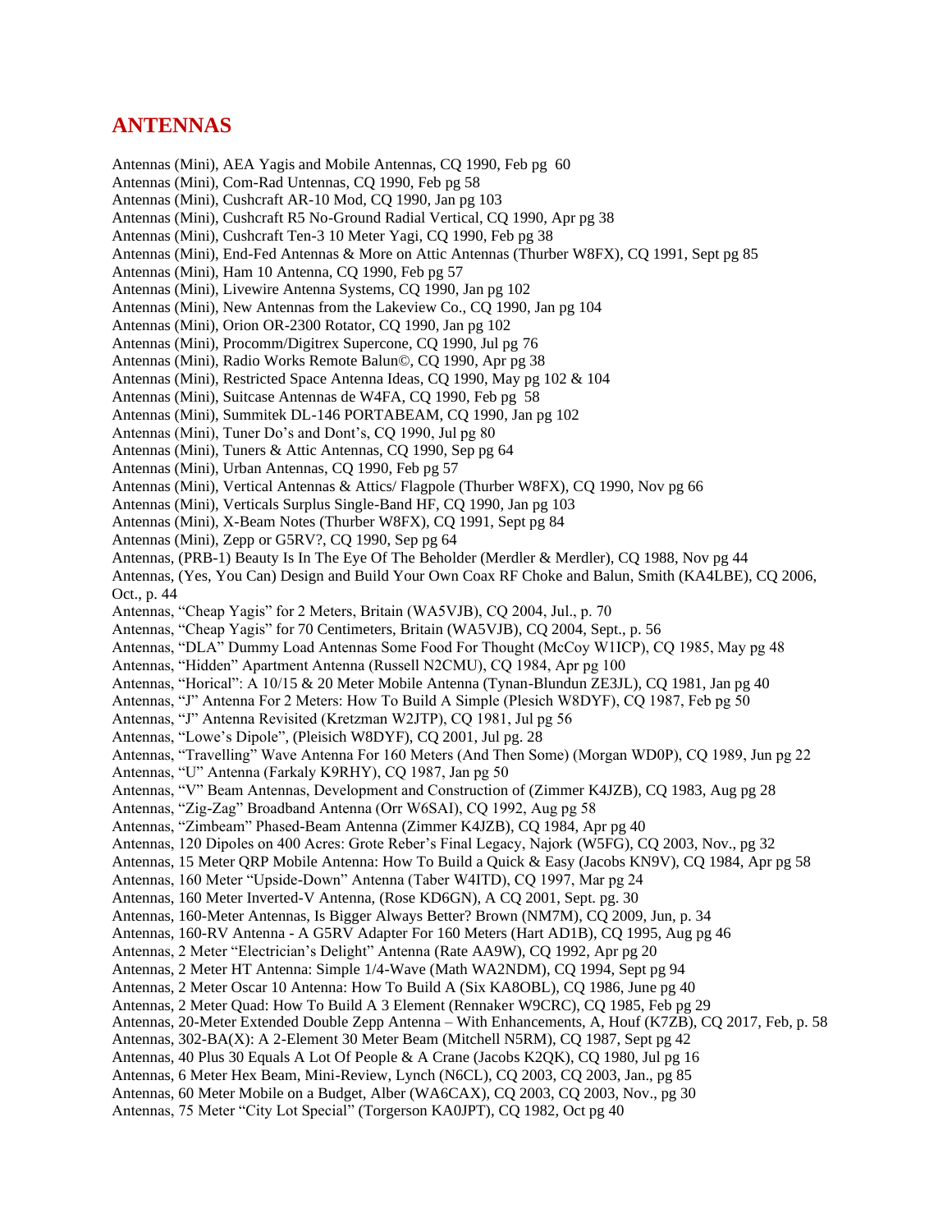# ANTENNAS

Antennas (Mini), AEA Yagis and Mobile Antennas, CQ 1990, Feb pg 60
Antennas (Mini), Com-Rad Untennas, CQ 1990, Feb pg 58
Antennas (Mini), Cushcraft AR-10 Mod, CQ 1990, Jan pg 103
Antennas (Mini), Cushcraft R5 No-Ground Radial Vertical, CQ 1990, Apr pg 38
Antennas (Mini), Cushcraft Ten-3 10 Meter Yagi, CQ 1990, Feb pg 38
Antennas (Mini), End-Fed Antennas & More on Attic Antennas (Thurber W8FX), CQ 1991, Sept pg 85
Antennas (Mini), Ham 10 Antenna, CQ 1990, Feb pg 57
Antennas (Mini), Livewire Antenna Systems, CQ 1990, Jan pg 102
Antennas (Mini), New Antennas from the Lakeview Co., CQ 1990, Jan pg 104
Antennas (Mini), Orion OR-2300 Rotator, CQ 1990, Jan pg 102
Antennas (Mini), Procomm/Digitrex Supercone, CQ 1990, Jul pg 76
Antennas (Mini), Radio Works Remote Balun©, CQ 1990, Apr pg 38
Antennas (Mini), Restricted Space Antenna Ideas, CQ 1990, May pg 102 & 104
Antennas (Mini), Suitcase Antennas de W4FA, CQ 1990, Feb pg 58
Antennas (Mini), Summitek DL-146 PORTABEAM, CQ 1990, Jan pg 102
Antennas (Mini), Tuner Do's and Dont's, CQ 1990, Jul pg 80
Antennas (Mini), Tuners & Attic Antennas, CQ 1990, Sep pg 64
Antennas (Mini), Urban Antennas, CQ 1990, Feb pg 57
Antennas (Mini), Vertical Antennas & Attics/ Flagpole (Thurber W8FX), CQ 1990, Nov pg 66
Antennas (Mini), Verticals Surplus Single-Band HF, CQ 1990, Jan pg 103
Antennas (Mini), X-Beam Notes (Thurber W8FX), CQ 1991, Sept pg 84
Antennas (Mini), Zepp or G5RV?, CQ 1990, Sep pg 64
Antennas, (PRB-1) Beauty Is In The Eye Of The Beholder (Merdler & Merdler), CQ 1988, Nov pg 44
Antennas, (Yes, You Can) Design and Build Your Own Coax RF Choke and Balun, Smith (KA4LBE), CQ 2006, Oct., p. 44
Antennas, "Cheap Yagis" for 2 Meters, Britain (WA5VJB), CQ 2004, Jul., p. 70
Antennas, "Cheap Yagis" for 70 Centimeters, Britain (WA5VJB), CQ 2004, Sept., p. 56
Antennas, "DLA" Dummy Load Antennas Some Food For Thought (McCoy W1ICP), CQ 1985, May pg 48
Antennas, "Hidden" Apartment Antenna (Russell N2CMU), CQ 1984, Apr pg 100
Antennas, "Horical": A 10/15 & 20 Meter Mobile Antenna (Tynan-Blundun ZE3JL), CQ 1981, Jan pg 40
Antennas, "J" Antenna For 2 Meters: How To Build A Simple (Plesich W8DYF), CQ 1987, Feb pg 50
Antennas, "J" Antenna Revisited (Kretzman W2JTP), CQ 1981, Jul pg 56
Antennas, "Lowe's Dipole", (Pleisich W8DYF), CQ 2001, Jul pg. 28
Antennas, "Travelling" Wave Antenna For 160 Meters (And Then Some) (Morgan WD0P), CQ 1989, Jun pg 22
Antennas, "U" Antenna (Farkaly K9RHY), CQ 1987, Jan pg 50
Antennas, "V" Beam Antennas, Development and Construction of (Zimmer K4JZB), CQ 1983, Aug pg 28
Antennas, "Zig-Zag" Broadband Antenna (Orr W6SAI), CQ 1992, Aug pg 58
Antennas, "Zimbeam" Phased-Beam Antenna (Zimmer K4JZB), CQ 1984, Apr pg 40
Antennas, 120 Dipoles on 400 Acres: Grote Reber's Final Legacy, Najork (W5FG), CQ 2003, Nov., pg 32
Antennas, 15 Meter QRP Mobile Antenna: How To Build a Quick & Easy (Jacobs KN9V), CQ 1984, Apr pg 58
Antennas, 160 Meter "Upside-Down" Antenna (Taber W4ITD), CQ 1997, Mar pg 24
Antennas, 160 Meter Inverted-V Antenna, (Rose KD6GN), A CQ 2001, Sept. pg. 30
Antennas, 160-Meter Antennas, Is Bigger Always Better? Brown (NM7M), CQ 2009, Jun, p. 34
Antennas, 160-RV Antenna - A G5RV Adapter For 160 Meters (Hart AD1B), CQ 1995, Aug pg 46
Antennas, 2 Meter "Electrician's Delight" Antenna (Rate AA9W), CQ 1992, Apr pg 20
Antennas, 2 Meter HT Antenna: Simple 1/4-Wave (Math WA2NDM), CQ 1994, Sept pg 94
Antennas, 2 Meter Oscar 10 Antenna: How To Build A (Six KA8OBL), CQ 1986, June pg 40
Antennas, 2 Meter Quad: How To Build A 3 Element (Rennaker W9CRC), CQ 1985, Feb pg 29
Antennas, 20-Meter Extended Double Zepp Antenna – With Enhancements, A, Houf (K7ZB), CQ 2017, Feb, p. 58
Antennas, 302-BA(X): A 2-Element 30 Meter Beam (Mitchell N5RM), CQ 1987, Sept pg 42
Antennas, 40 Plus 30 Equals A Lot Of People & A Crane (Jacobs K2QK), CQ 1980, Jul pg 16
Antennas, 6 Meter Hex Beam, Mini-Review, Lynch (N6CL), CQ 2003, CQ 2003, Jan., pg 85
Antennas, 60 Meter Mobile on a Budget, Alber (WA6CAX), CQ 2003, CQ 2003, Nov., pg 30
Antennas, 75 Meter "City Lot Special" (Torgerson KA0JPT), CQ 1982, Oct pg 40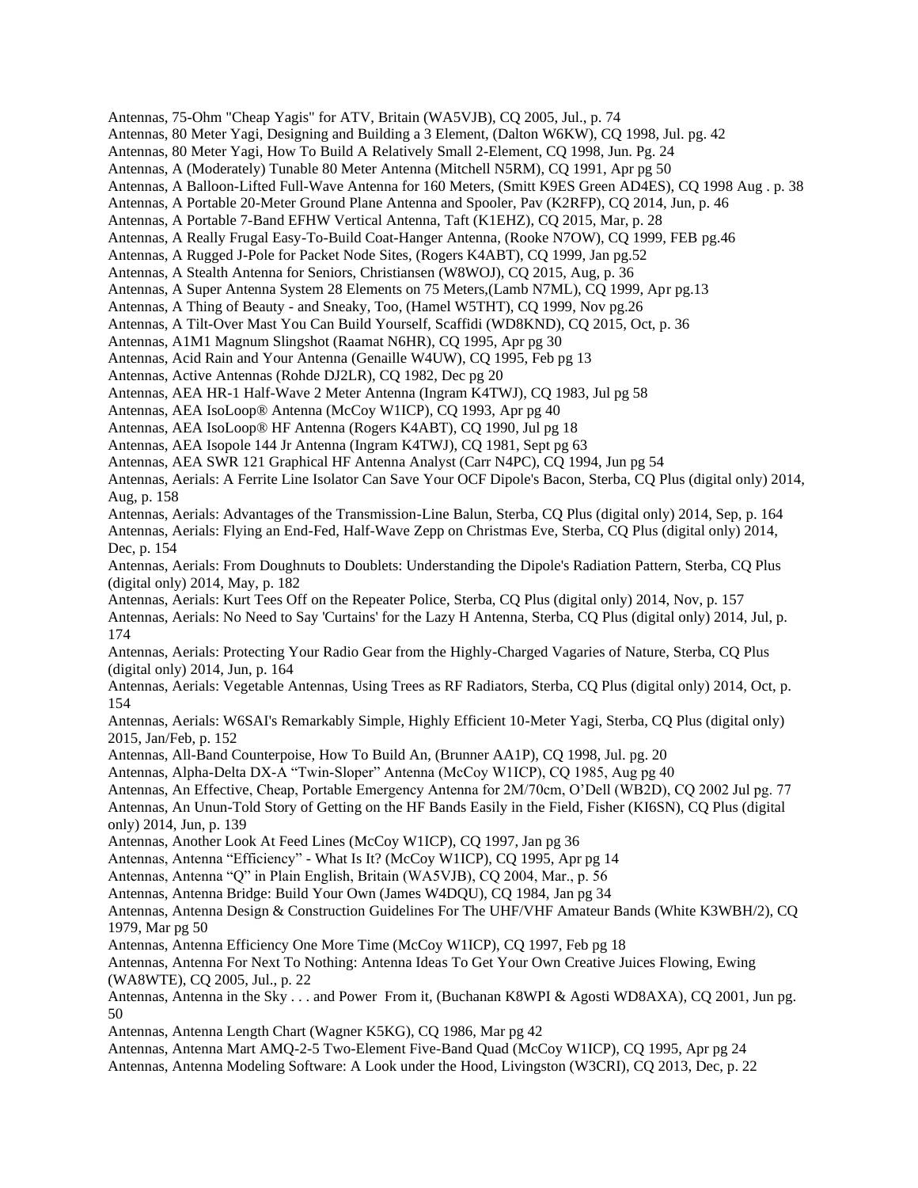Antennas, 75-Ohm "Cheap Yagis" for ATV, Britain (WA5VJB), CQ 2005, Jul., p. 74
Antennas, 80 Meter Yagi, Designing and Building a 3 Element, (Dalton W6KW), CQ 1998, Jul. pg. 42
Antennas, 80 Meter Yagi, How To Build A Relatively Small 2-Element, CQ 1998, Jun. Pg. 24
Antennas, A (Moderately) Tunable 80 Meter Antenna (Mitchell N5RM), CQ 1991, Apr pg 50
Antennas, A Balloon-Lifted Full-Wave Antenna for 160 Meters, (Smitt K9ES Green AD4ES), CQ 1998 Aug . p. 38
Antennas, A Portable 20-Meter Ground Plane Antenna and Spooler, Pav (K2RFP), CQ 2014, Jun, p. 46
Antennas, A Portable 7-Band EFHW Vertical Antenna, Taft (K1EHZ), CQ 2015, Mar, p. 28
Antennas, A Really Frugal Easy-To-Build Coat-Hanger Antenna, (Rooke N7OW), CQ 1999, FEB pg.46
Antennas, A Rugged J-Pole for Packet Node Sites, (Rogers K4ABT), CQ 1999, Jan pg.52
Antennas, A Stealth Antenna for Seniors, Christiansen (W8WOJ), CQ 2015, Aug, p. 36
Antennas, A Super Antenna System 28 Elements on 75 Meters,(Lamb N7ML), CQ 1999, Apr pg.13
Antennas, A Thing of Beauty - and Sneaky, Too, (Hamel W5THT), CQ 1999, Nov pg.26
Antennas, A Tilt-Over Mast You Can Build Yourself, Scaffidi (WD8KND), CQ 2015, Oct, p. 36
Antennas, A1M1 Magnum Slingshot (Raamat N6HR), CQ 1995, Apr pg 30
Antennas, Acid Rain and Your Antenna (Genaille W4UW), CQ 1995, Feb pg 13
Antennas, Active Antennas (Rohde DJ2LR), CQ 1982, Dec pg 20
Antennas, AEA HR-1 Half-Wave 2 Meter Antenna (Ingram K4TWJ), CQ 1983, Jul pg 58
Antennas, AEA IsoLoop® Antenna (McCoy W1ICP), CQ 1993, Apr pg 40
Antennas, AEA IsoLoop® HF Antenna (Rogers K4ABT), CQ 1990, Jul pg 18
Antennas, AEA Isopole 144 Jr Antenna (Ingram K4TWJ), CQ 1981, Sept pg 63
Antennas, AEA SWR 121 Graphical HF Antenna Analyst (Carr N4PC), CQ 1994, Jun pg 54
Antennas, Aerials: A Ferrite Line Isolator Can Save Your OCF Dipole's Bacon, Sterba, CQ Plus (digital only) 2014, Aug, p. 158
Antennas, Aerials: Advantages of the Transmission-Line Balun, Sterba, CQ Plus (digital only) 2014, Sep, p. 164
Antennas, Aerials: Flying an End-Fed, Half-Wave Zepp on Christmas Eve, Sterba, CQ Plus (digital only) 2014, Dec, p. 154
Antennas, Aerials: From Doughnuts to Doublets: Understanding the Dipole's Radiation Pattern, Sterba, CQ Plus (digital only) 2014, May, p. 182
Antennas, Aerials: Kurt Tees Off on the Repeater Police, Sterba, CQ Plus (digital only) 2014, Nov, p. 157
Antennas, Aerials: No Need to Say 'Curtains' for the Lazy H Antenna, Sterba, CQ Plus (digital only) 2014, Jul, p. 174
Antennas, Aerials: Protecting Your Radio Gear from the Highly-Charged Vagaries of Nature, Sterba, CQ Plus (digital only) 2014, Jun, p. 164
Antennas, Aerials: Vegetable Antennas, Using Trees as RF Radiators, Sterba, CQ Plus (digital only) 2014, Oct, p. 154
Antennas, Aerials: W6SAI's Remarkably Simple, Highly Efficient 10-Meter Yagi, Sterba, CQ Plus (digital only) 2015, Jan/Feb, p. 152
Antennas, All-Band Counterpoise, How To Build An, (Brunner AA1P), CQ 1998, Jul. pg. 20
Antennas, Alpha-Delta DX-A "Twin-Sloper" Antenna (McCoy W1ICP), CQ 1985, Aug pg 40
Antennas, An Effective, Cheap, Portable Emergency Antenna for 2M/70cm, O'Dell (WB2D), CQ 2002 Jul pg. 77
Antennas, An Unun-Told Story of Getting on the HF Bands Easily in the Field, Fisher (KI6SN), CQ Plus (digital only) 2014, Jun, p. 139
Antennas, Another Look At Feed Lines (McCoy W1ICP), CQ 1997, Jan pg 36
Antennas, Antenna "Efficiency" - What Is It? (McCoy W1ICP), CQ 1995, Apr pg 14
Antennas, Antenna "Q" in Plain English, Britain (WA5VJB), CQ 2004, Mar., p. 56
Antennas, Antenna Bridge: Build Your Own (James W4DQU), CQ 1984, Jan pg 34
Antennas, Antenna Design & Construction Guidelines For The UHF/VHF Amateur Bands (White K3WBH/2), CQ 1979, Mar pg 50
Antennas, Antenna Efficiency One More Time (McCoy W1ICP), CQ 1997, Feb pg 18
Antennas, Antenna For Next To Nothing: Antenna Ideas To Get Your Own Creative Juices Flowing, Ewing (WA8WTE), CQ 2005, Jul., p. 22
Antennas, Antenna in the Sky . . . and Power From it, (Buchanan K8WPI & Agosti WD8AXA), CQ 2001, Jun pg. 50
Antennas, Antenna Length Chart (Wagner K5KG), CQ 1986, Mar pg 42
Antennas, Antenna Mart AMQ-2-5 Two-Element Five-Band Quad (McCoy W1ICP), CQ 1995, Apr pg 24
Antennas, Antenna Modeling Software: A Look under the Hood, Livingston (W3CRI), CQ 2013, Dec, p. 22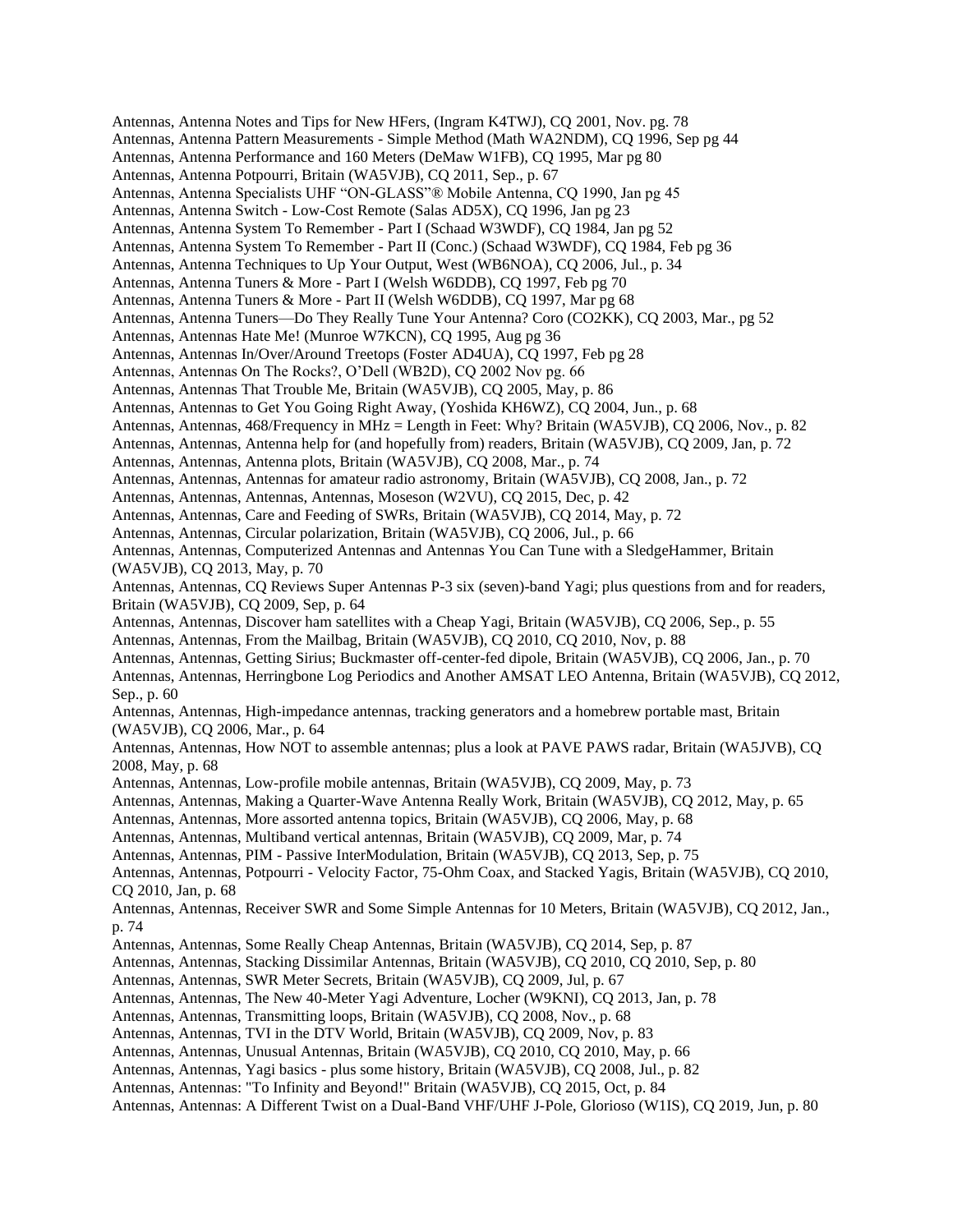Antennas, Antenna Notes and Tips for New HFers, (Ingram K4TWJ), CQ 2001, Nov. pg. 78
Antennas, Antenna Pattern Measurements - Simple Method (Math WA2NDM), CQ 1996, Sep pg 44
Antennas, Antenna Performance and 160 Meters (DeMaw W1FB), CQ 1995, Mar pg 80
Antennas, Antenna Potpourri, Britain (WA5VJB), CQ 2011, Sep., p. 67
Antennas, Antenna Specialists UHF "ON-GLASS"® Mobile Antenna, CQ 1990, Jan pg 45
Antennas, Antenna Switch - Low-Cost Remote (Salas AD5X), CQ 1996, Jan pg 23
Antennas, Antenna System To Remember - Part I (Schaad W3WDF), CQ 1984, Jan pg 52
Antennas, Antenna System To Remember - Part II (Conc.) (Schaad W3WDF), CQ 1984, Feb pg 36
Antennas, Antenna Techniques to Up Your Output, West (WB6NOA), CQ 2006, Jul., p. 34
Antennas, Antenna Tuners & More - Part I (Welsh W6DDB), CQ 1997, Feb pg 70
Antennas, Antenna Tuners & More - Part II (Welsh W6DDB), CQ 1997, Mar pg 68
Antennas, Antenna Tuners—Do They Really Tune Your Antenna? Coro (CO2KK), CQ 2003, Mar., pg 52
Antennas, Antennas Hate Me! (Munroe W7KCN), CQ 1995, Aug pg 36
Antennas, Antennas In/Over/Around Treetops (Foster AD4UA), CQ 1997, Feb pg 28
Antennas, Antennas On The Rocks?, O'Dell (WB2D), CQ 2002 Nov pg. 66
Antennas, Antennas That Trouble Me, Britain (WA5VJB), CQ 2005, May, p. 86
Antennas, Antennas to Get You Going Right Away, (Yoshida KH6WZ), CQ 2004, Jun., p. 68
Antennas, Antennas, 468/Frequency in MHz = Length in Feet: Why? Britain (WA5VJB), CQ 2006, Nov., p. 82
Antennas, Antennas, Antenna help for (and hopefully from) readers, Britain (WA5VJB), CQ 2009, Jan, p. 72
Antennas, Antennas, Antenna plots, Britain (WA5VJB), CQ 2008, Mar., p. 74
Antennas, Antennas, Antennas for amateur radio astronomy, Britain (WA5VJB), CQ 2008, Jan., p. 72
Antennas, Antennas, Antennas, Antennas, Moseson (W2VU), CQ 2015, Dec, p. 42
Antennas, Antennas, Care and Feeding of SWRs, Britain (WA5VJB), CQ 2014, May, p. 72
Antennas, Antennas, Circular polarization, Britain (WA5VJB), CQ 2006, Jul., p. 66
Antennas, Antennas, Computerized Antennas and Antennas You Can Tune with a SledgeHammer, Britain (WA5VJB), CQ 2013, May, p. 70
Antennas, Antennas, CQ Reviews Super Antennas P-3 six (seven)-band Yagi; plus questions from and for readers, Britain (WA5VJB), CQ 2009, Sep, p. 64
Antennas, Antennas, Discover ham satellites with a Cheap Yagi, Britain (WA5VJB), CQ 2006, Sep., p. 55
Antennas, Antennas, From the Mailbag, Britain (WA5VJB), CQ 2010, CQ 2010, Nov, p. 88
Antennas, Antennas, Getting Sirius; Buckmaster off-center-fed dipole, Britain (WA5VJB), CQ 2006, Jan., p. 70
Antennas, Antennas, Herringbone Log Periodics and Another AMSAT LEO Antenna, Britain (WA5VJB), CQ 2012, Sep., p. 60
Antennas, Antennas, High-impedance antennas, tracking generators and a homebrew portable mast, Britain (WA5VJB), CQ 2006, Mar., p. 64
Antennas, Antennas, How NOT to assemble antennas; plus a look at PAVE PAWS radar, Britain (WA5JVB), CQ 2008, May, p. 68
Antennas, Antennas, Low-profile mobile antennas, Britain (WA5VJB), CQ 2009, May, p. 73
Antennas, Antennas, Making a Quarter-Wave Antenna Really Work, Britain (WA5VJB), CQ 2012, May, p. 65
Antennas, Antennas, More assorted antenna topics, Britain (WA5VJB), CQ 2006, May, p. 68
Antennas, Antennas, Multiband vertical antennas, Britain (WA5VJB), CQ 2009, Mar, p. 74
Antennas, Antennas, PIM - Passive InterModulation, Britain (WA5VJB), CQ 2013, Sep, p. 75
Antennas, Antennas, Potpourri - Velocity Factor, 75-Ohm Coax, and Stacked Yagis, Britain (WA5VJB), CQ 2010, CQ 2010, Jan, p. 68
Antennas, Antennas, Receiver SWR and Some Simple Antennas for 10 Meters, Britain (WA5VJB), CQ 2012, Jan., p. 74
Antennas, Antennas, Some Really Cheap Antennas, Britain (WA5VJB), CQ 2014, Sep, p. 87
Antennas, Antennas, Stacking Dissimilar Antennas, Britain (WA5VJB), CQ 2010, CQ 2010, Sep, p. 80
Antennas, Antennas, SWR Meter Secrets, Britain (WA5VJB), CQ 2009, Jul, p. 67
Antennas, Antennas, The New 40-Meter Yagi Adventure, Locher (W9KNI), CQ 2013, Jan, p. 78
Antennas, Antennas, Transmitting loops, Britain (WA5VJB), CQ 2008, Nov., p. 68
Antennas, Antennas, TVI in the DTV World, Britain (WA5VJB), CQ 2009, Nov, p. 83
Antennas, Antennas, Unusual Antennas, Britain (WA5VJB), CQ 2010, CQ 2010, May, p. 66
Antennas, Antennas, Yagi basics - plus some history, Britain (WA5VJB), CQ 2008, Jul., p. 82
Antennas, Antennas: "To Infinity and Beyond!" Britain (WA5VJB), CQ 2015, Oct, p. 84
Antennas, Antennas: A Different Twist on a Dual-Band VHF/UHF J-Pole, Glorioso (W1IS), CQ 2019, Jun, p. 80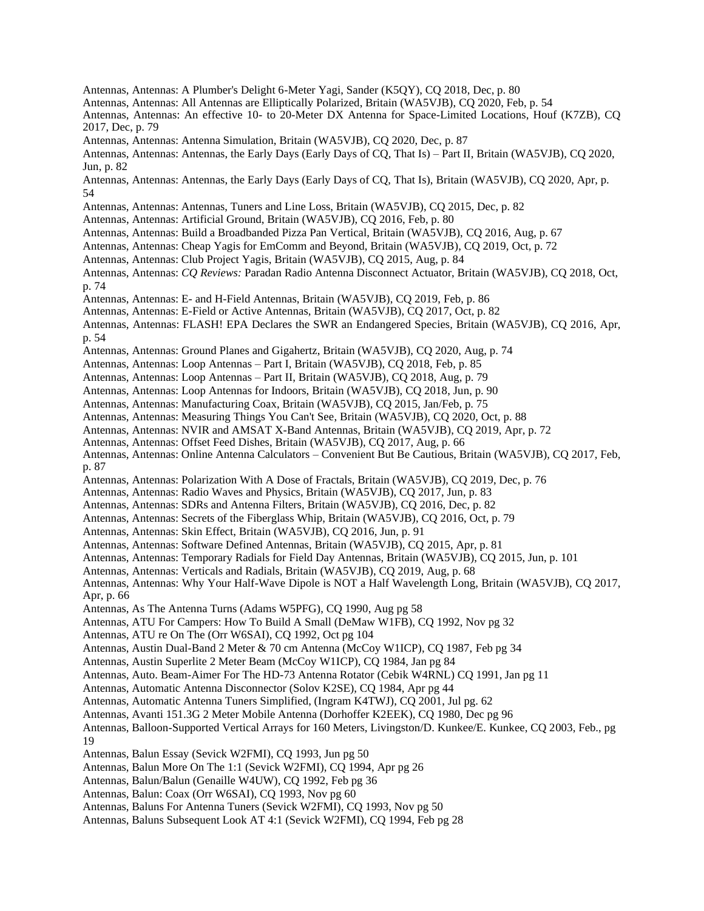Antennas, Antennas: A Plumber's Delight 6-Meter Yagi, Sander (K5QY), CQ 2018, Dec, p. 80
Antennas, Antennas: All Antennas are Elliptically Polarized, Britain (WA5VJB), CQ 2020, Feb, p. 54
Antennas, Antennas: An effective 10- to 20-Meter DX Antenna for Space-Limited Locations, Houf (K7ZB), CQ 2017, Dec, p. 79
Antennas, Antennas: Antenna Simulation, Britain (WA5VJB), CQ 2020, Dec, p. 87
Antennas, Antennas: Antennas, the Early Days (Early Days of CQ, That Is) – Part II, Britain (WA5VJB), CQ 2020, Jun, p. 82
Antennas, Antennas: Antennas, the Early Days (Early Days of CQ, That Is), Britain (WA5VJB), CQ 2020, Apr, p. 54
Antennas, Antennas: Antennas, Tuners and Line Loss, Britain (WA5VJB), CQ 2015, Dec, p. 82
Antennas, Antennas: Artificial Ground, Britain (WA5VJB), CQ 2016, Feb, p. 80
Antennas, Antennas: Build a Broadbanded Pizza Pan Vertical, Britain (WA5VJB), CQ 2016, Aug, p. 67
Antennas, Antennas: Cheap Yagis for EmComm and Beyond, Britain (WA5VJB), CQ 2019, Oct, p. 72
Antennas, Antennas: Club Project Yagis, Britain (WA5VJB), CQ 2015, Aug, p. 84
Antennas, Antennas: *CQ Reviews:* Paradan Radio Antenna Disconnect Actuator, Britain (WA5VJB), CQ 2018, Oct, p. 74
Antennas, Antennas: E- and H-Field Antennas, Britain (WA5VJB), CQ 2019, Feb, p. 86
Antennas, Antennas: E-Field or Active Antennas, Britain (WA5VJB), CQ 2017, Oct, p. 82
Antennas, Antennas: FLASH! EPA Declares the SWR an Endangered Species, Britain (WA5VJB), CQ 2016, Apr, p. 54
Antennas, Antennas: Ground Planes and Gigahertz, Britain (WA5VJB), CQ 2020, Aug, p. 74
Antennas, Antennas: Loop Antennas – Part I, Britain (WA5VJB), CQ 2018, Feb, p. 85
Antennas, Antennas: Loop Antennas – Part II, Britain (WA5VJB), CQ 2018, Aug, p. 79
Antennas, Antennas: Loop Antennas for Indoors, Britain (WA5VJB), CQ 2018, Jun, p. 90
Antennas, Antennas: Manufacturing Coax, Britain (WA5VJB), CQ 2015, Jan/Feb, p. 75
Antennas, Antennas: Measuring Things You Can't See, Britain (WA5VJB), CQ 2020, Oct, p. 88
Antennas, Antennas: NVIR and AMSAT X-Band Antennas, Britain (WA5VJB), CQ 2019, Apr, p. 72
Antennas, Antennas: Offset Feed Dishes, Britain (WA5VJB), CQ 2017, Aug, p. 66
Antennas, Antennas: Online Antenna Calculators – Convenient But Be Cautious, Britain (WA5VJB), CQ 2017, Feb, p. 87
Antennas, Antennas: Polarization With A Dose of Fractals, Britain (WA5VJB), CQ 2019, Dec, p. 76
Antennas, Antennas: Radio Waves and Physics, Britain (WA5VJB), CQ 2017, Jun, p. 83
Antennas, Antennas: SDRs and Antenna Filters, Britain (WA5VJB), CQ 2016, Dec, p. 82
Antennas, Antennas: Secrets of the Fiberglass Whip, Britain (WA5VJB), CQ 2016, Oct, p. 79
Antennas, Antennas: Skin Effect, Britain (WA5VJB), CQ 2016, Jun, p. 91
Antennas, Antennas: Software Defined Antennas, Britain (WA5VJB), CQ 2015, Apr, p. 81
Antennas, Antennas: Temporary Radials for Field Day Antennas, Britain (WA5VJB), CQ 2015, Jun, p. 101
Antennas, Antennas: Verticals and Radials, Britain (WA5VJB), CQ 2019, Aug, p. 68
Antennas, Antennas: Why Your Half-Wave Dipole is NOT a Half Wavelength Long, Britain (WA5VJB), CQ 2017, Apr, p. 66
Antennas, As The Antenna Turns (Adams W5PFG), CQ 1990, Aug pg 58
Antennas, ATU For Campers: How To Build A Small (DeMaw W1FB), CQ 1992, Nov pg 32
Antennas, ATU re On The (Orr W6SAI), CQ 1992, Oct pg 104
Antennas, Austin Dual-Band 2 Meter & 70 cm Antenna (McCoy W1ICP), CQ 1987, Feb pg 34
Antennas, Austin Superlite 2 Meter Beam (McCoy W1ICP), CQ 1984, Jan pg 84
Antennas, Auto. Beam-Aimer For The HD-73 Antenna Rotator (Cebik W4RNL) CQ 1991, Jan pg 11
Antennas, Automatic Antenna Disconnector (Solov K2SE), CQ 1984, Apr pg 44
Antennas, Automatic Antenna Tuners Simplified, (Ingram K4TWJ), CQ 2001, Jul pg. 62
Antennas, Avanti 151.3G 2 Meter Mobile Antenna (Dorhoffer K2EEK), CQ 1980, Dec pg 96
Antennas, Balloon-Supported Vertical Arrays for 160 Meters, Livingston/D. Kunkee/E. Kunkee, CQ 2003, Feb., pg 19
Antennas, Balun Essay (Sevick W2FMI), CQ 1993, Jun pg 50
Antennas, Balun More On The 1:1 (Sevick W2FMI), CQ 1994, Apr pg 26
Antennas, Balun/Balun (Genaille W4UW), CQ 1992, Feb pg 36
Antennas, Balun: Coax (Orr W6SAI), CQ 1993, Nov pg 60
Antennas, Baluns For Antenna Tuners (Sevick W2FMI), CQ 1993, Nov pg 50
Antennas, Baluns Subsequent Look AT 4:1 (Sevick W2FMI), CQ 1994, Feb pg 28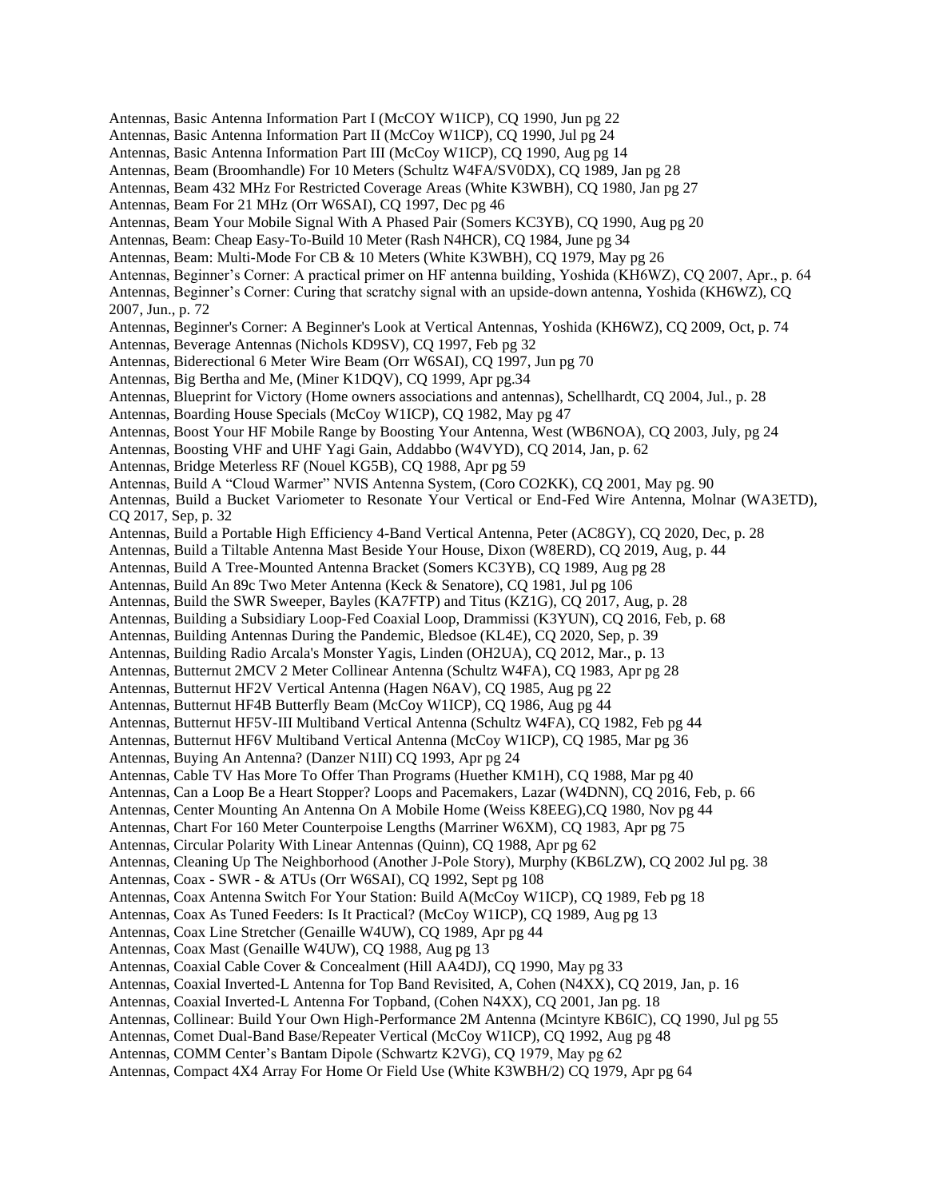Antennas, Basic Antenna Information Part I (McCOY W1ICP), CQ 1990, Jun pg 22
Antennas, Basic Antenna Information Part II (McCoy W1ICP), CQ 1990, Jul pg 24
Antennas, Basic Antenna Information Part III (McCoy W1ICP), CQ 1990, Aug pg 14
Antennas, Beam (Broomhandle) For 10 Meters (Schultz W4FA/SV0DX), CQ 1989, Jan pg 28
Antennas, Beam 432 MHz For Restricted Coverage Areas (White K3WBH), CQ 1980, Jan pg 27
Antennas, Beam For 21 MHz (Orr W6SAI), CQ 1997, Dec pg 46
Antennas, Beam Your Mobile Signal With A Phased Pair (Somers KC3YB), CQ 1990, Aug pg 20
Antennas, Beam: Cheap Easy-To-Build 10 Meter (Rash N4HCR), CQ 1984, June pg 34
Antennas, Beam: Multi-Mode For CB & 10 Meters (White K3WBH), CQ 1979, May pg 26
Antennas, Beginner's Corner: A practical primer on HF antenna building, Yoshida (KH6WZ), CQ 2007, Apr., p. 64
Antennas, Beginner's Corner: Curing that scratchy signal with an upside-down antenna, Yoshida (KH6WZ), CQ 2007, Jun., p. 72
Antennas, Beginner's Corner: A Beginner's Look at Vertical Antennas, Yoshida (KH6WZ), CQ 2009, Oct, p. 74
Antennas, Beverage Antennas (Nichols KD9SV), CQ 1997, Feb pg 32
Antennas, Biderectional 6 Meter Wire Beam (Orr W6SAI), CQ 1997, Jun pg 70
Antennas, Big Bertha and Me, (Miner K1DQV), CQ 1999, Apr pg.34
Antennas, Blueprint for Victory (Home owners associations and antennas), Schellhardt, CQ 2004, Jul., p. 28
Antennas, Boarding House Specials (McCoy W1ICP), CQ 1982, May pg 47
Antennas, Boost Your HF Mobile Range by Boosting Your Antenna, West (WB6NOA), CQ 2003, July, pg 24
Antennas, Boosting VHF and UHF Yagi Gain, Addabbo (W4VYD), CQ 2014, Jan, p. 62
Antennas, Bridge Meterless RF (Nouel KG5B), CQ 1988, Apr pg 59
Antennas, Build A "Cloud Warmer" NVIS Antenna System, (Coro CO2KK), CQ 2001, May pg. 90
Antennas, Build a Bucket Variometer to Resonate Your Vertical or End-Fed Wire Antenna, Molnar (WA3ETD), CQ 2017, Sep, p. 32
Antennas, Build a Portable High Efficiency 4-Band Vertical Antenna, Peter (AC8GY), CQ 2020, Dec, p. 28
Antennas, Build a Tiltable Antenna Mast Beside Your House, Dixon (W8ERD), CQ 2019, Aug, p. 44
Antennas, Build A Tree-Mounted Antenna Bracket (Somers KC3YB), CQ 1989, Aug pg 28
Antennas, Build An 89c Two Meter Antenna (Keck & Senatore), CQ 1981, Jul pg 106
Antennas, Build the SWR Sweeper, Bayles (KA7FTP) and Titus (KZ1G), CQ 2017, Aug, p. 28
Antennas, Building a Subsidiary Loop-Fed Coaxial Loop, Drammissi (K3YUN), CQ 2016, Feb, p. 68
Antennas, Building Antennas During the Pandemic, Bledsoe (KL4E), CQ 2020, Sep, p. 39
Antennas, Building Radio Arcala's Monster Yagis, Linden (OH2UA), CQ 2012, Mar., p. 13
Antennas, Butternut 2MCV 2 Meter Collinear Antenna (Schultz W4FA), CQ 1983, Apr pg 28
Antennas, Butternut HF2V Vertical Antenna (Hagen N6AV), CQ 1985, Aug pg 22
Antennas, Butternut HF4B Butterfly Beam (McCoy W1ICP), CQ 1986, Aug pg 44
Antennas, Butternut HF5V-III Multiband Vertical Antenna (Schultz W4FA), CQ 1982, Feb pg 44
Antennas, Butternut HF6V Multiband Vertical Antenna (McCoy W1ICP), CQ 1985, Mar pg 36
Antennas, Buying An Antenna? (Danzer N1II) CQ 1993, Apr pg 24
Antennas, Cable TV Has More To Offer Than Programs (Huether KM1H), CQ 1988, Mar pg 40
Antennas, Can a Loop Be a Heart Stopper? Loops and Pacemakers, Lazar (W4DNN), CQ 2016, Feb, p. 66
Antennas, Center Mounting An Antenna On A Mobile Home (Weiss K8EEG),CQ 1980, Nov pg 44
Antennas, Chart For 160 Meter Counterpoise Lengths (Marriner W6XM), CQ 1983, Apr pg 75
Antennas, Circular Polarity With Linear Antennas (Quinn), CQ 1988, Apr pg 62
Antennas, Cleaning Up The Neighborhood (Another J-Pole Story), Murphy (KB6LZW), CQ 2002 Jul pg. 38
Antennas, Coax - SWR - & ATUs (Orr W6SAI), CQ 1992, Sept pg 108
Antennas, Coax Antenna Switch For Your Station: Build A(McCoy W1ICP), CQ 1989, Feb pg 18
Antennas, Coax As Tuned Feeders: Is It Practical? (McCoy W1ICP), CQ 1989, Aug pg 13
Antennas, Coax Line Stretcher (Genaille W4UW), CQ 1989, Apr pg 44
Antennas, Coax Mast (Genaille W4UW), CQ 1988, Aug pg 13
Antennas, Coaxial Cable Cover & Concealment (Hill AA4DJ), CQ 1990, May pg 33
Antennas, Coaxial Inverted-L Antenna for Top Band Revisited, A, Cohen (N4XX), CQ 2019, Jan, p. 16
Antennas, Coaxial Inverted-L Antenna For Topband, (Cohen N4XX), CQ 2001, Jan pg. 18
Antennas, Collinear: Build Your Own High-Performance 2M Antenna (Mcintyre KB6IC), CQ 1990, Jul pg 55
Antennas, Comet Dual-Band Base/Repeater Vertical (McCoy W1ICP), CQ 1992, Aug pg 48
Antennas, COMM Center's Bantam Dipole (Schwartz K2VG), CQ 1979, May pg 62
Antennas, Compact 4X4 Array For Home Or Field Use (White K3WBH/2) CQ 1979, Apr pg 64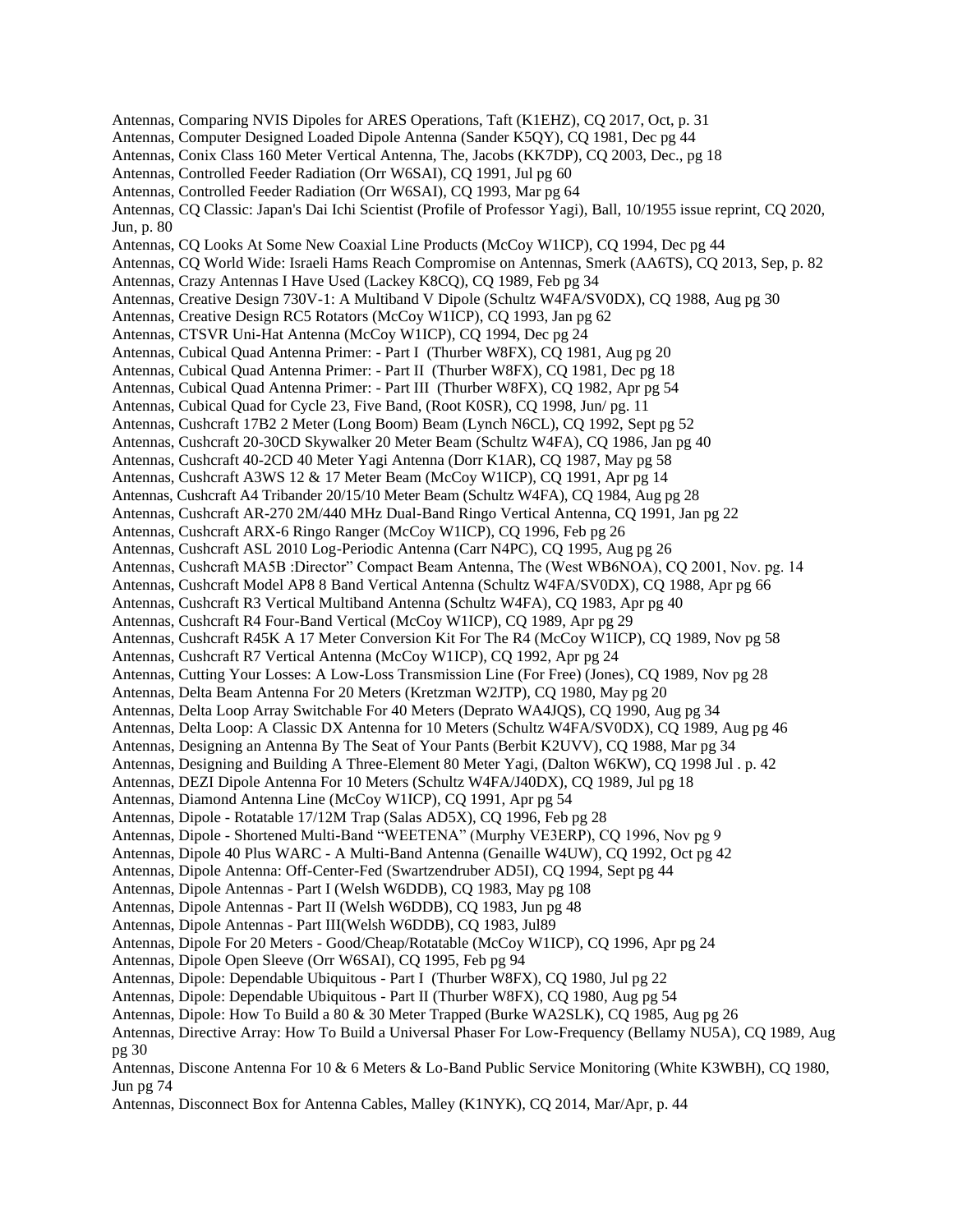Antennas, Comparing NVIS Dipoles for ARES Operations, Taft (K1EHZ), CQ 2017, Oct, p. 31
Antennas, Computer Designed Loaded Dipole Antenna (Sander K5QY), CQ 1981, Dec pg 44
Antennas, Conix Class 160 Meter Vertical Antenna, The, Jacobs (KK7DP), CQ 2003, Dec., pg 18
Antennas, Controlled Feeder Radiation (Orr W6SAI), CQ 1991, Jul pg 60
Antennas, Controlled Feeder Radiation (Orr W6SAI), CQ 1993, Mar pg 64
Antennas, CQ Classic: Japan's Dai Ichi Scientist (Profile of Professor Yagi), Ball, 10/1955 issue reprint, CQ 2020, Jun, p. 80
Antennas, CQ Looks At Some New Coaxial Line Products (McCoy W1ICP), CQ 1994, Dec pg 44
Antennas, CQ World Wide: Israeli Hams Reach Compromise on Antennas, Smerk (AA6TS), CQ 2013, Sep, p. 82
Antennas, Crazy Antennas I Have Used (Lackey K8CQ), CQ 1989, Feb pg 34
Antennas, Creative Design 730V-1: A Multiband V Dipole (Schultz W4FA/SV0DX), CQ 1988, Aug pg 30
Antennas, Creative Design RC5 Rotators (McCoy W1ICP), CQ 1993, Jan pg 62
Antennas, CTSVR Uni-Hat Antenna (McCoy W1ICP), CQ 1994, Dec pg 24
Antennas, Cubical Quad Antenna Primer: - Part I (Thurber W8FX), CQ 1981, Aug pg 20
Antennas, Cubical Quad Antenna Primer: - Part II (Thurber W8FX), CQ 1981, Dec pg 18
Antennas, Cubical Quad Antenna Primer: - Part III (Thurber W8FX), CQ 1982, Apr pg 54
Antennas, Cubical Quad for Cycle 23, Five Band, (Root K0SR), CQ 1998, Jun/ pg. 11
Antennas, Cushcraft 17B2 2 Meter (Long Boom) Beam (Lynch N6CL), CQ 1992, Sept pg 52
Antennas, Cushcraft 20-30CD Skywalker 20 Meter Beam (Schultz W4FA), CQ 1986, Jan pg 40
Antennas, Cushcraft 40-2CD 40 Meter Yagi Antenna (Dorr K1AR), CQ 1987, May pg 58
Antennas, Cushcraft A3WS 12 & 17 Meter Beam (McCoy W1ICP), CQ 1991, Apr pg 14
Antennas, Cushcraft A4 Tribander 20/15/10 Meter Beam (Schultz W4FA), CQ 1984, Aug pg 28
Antennas, Cushcraft AR-270 2M/440 MHz Dual-Band Ringo Vertical Antenna, CQ 1991, Jan pg 22
Antennas, Cushcraft ARX-6 Ringo Ranger (McCoy W1ICP), CQ 1996, Feb pg 26
Antennas, Cushcraft ASL 2010 Log-Periodic Antenna (Carr N4PC), CQ 1995, Aug pg 26
Antennas, Cushcraft MA5B :Director" Compact Beam Antenna, The (West WB6NOA), CQ 2001, Nov. pg. 14
Antennas, Cushcraft Model AP8 8 Band Vertical Antenna (Schultz W4FA/SV0DX), CQ 1988, Apr pg 66
Antennas, Cushcraft R3 Vertical Multiband Antenna (Schultz W4FA), CQ 1983, Apr pg 40
Antennas, Cushcraft R4 Four-Band Vertical (McCoy W1ICP), CQ 1989, Apr pg 29
Antennas, Cushcraft R45K A 17 Meter Conversion Kit For The R4 (McCoy W1ICP), CQ 1989, Nov pg 58
Antennas, Cushcraft R7 Vertical Antenna (McCoy W1ICP), CQ 1992, Apr pg 24
Antennas, Cutting Your Losses: A Low-Loss Transmission Line (For Free) (Jones), CQ 1989, Nov pg 28
Antennas, Delta Beam Antenna For 20 Meters (Kretzman W2JTP), CQ 1980, May pg 20
Antennas, Delta Loop Array Switchable For 40 Meters (Deprato WA4JQS), CQ 1990, Aug pg 34
Antennas, Delta Loop: A Classic DX Antenna for 10 Meters (Schultz W4FA/SV0DX), CQ 1989, Aug pg 46
Antennas, Designing an Antenna By The Seat of Your Pants (Berbit K2UVV), CQ 1988, Mar pg 34
Antennas, Designing and Building A Three-Element 80 Meter Yagi, (Dalton W6KW), CQ 1998 Jul . p. 42
Antennas, DEZI Dipole Antenna For 10 Meters (Schultz W4FA/J40DX), CQ 1989, Jul pg 18
Antennas, Diamond Antenna Line (McCoy W1ICP), CQ 1991, Apr pg 54
Antennas, Dipole - Rotatable 17/12M Trap (Salas AD5X), CQ 1996, Feb pg 28
Antennas, Dipole - Shortened Multi-Band "WEETENA" (Murphy VE3ERP), CQ 1996, Nov pg 9
Antennas, Dipole 40 Plus WARC - A Multi-Band Antenna (Genaille W4UW), CQ 1992, Oct pg 42
Antennas, Dipole Antenna: Off-Center-Fed (Swartzendruber AD5I), CQ 1994, Sept pg 44
Antennas, Dipole Antennas - Part I (Welsh W6DDB), CQ 1983, May pg 108
Antennas, Dipole Antennas - Part II (Welsh W6DDB), CQ 1983, Jun pg 48
Antennas, Dipole Antennas - Part III(Welsh W6DDB), CQ 1983, Jul89
Antennas, Dipole For 20 Meters - Good/Cheap/Rotatable (McCoy W1ICP), CQ 1996, Apr pg 24
Antennas, Dipole Open Sleeve (Orr W6SAI), CQ 1995, Feb pg 94
Antennas, Dipole: Dependable Ubiquitous - Part I (Thurber W8FX), CQ 1980, Jul pg 22
Antennas, Dipole: Dependable Ubiquitous - Part II (Thurber W8FX), CQ 1980, Aug pg 54
Antennas, Dipole: How To Build a 80 & 30 Meter Trapped (Burke WA2SLK), CQ 1985, Aug pg 26
Antennas, Directive Array: How To Build a Universal Phaser For Low-Frequency (Bellamy NU5A), CQ 1989, Aug pg 30
Antennas, Discone Antenna For 10 & 6 Meters & Lo-Band Public Service Monitoring (White K3WBH), CQ 1980, Jun pg 74
Antennas, Disconnect Box for Antenna Cables, Malley (K1NYK), CQ 2014, Mar/Apr, p. 44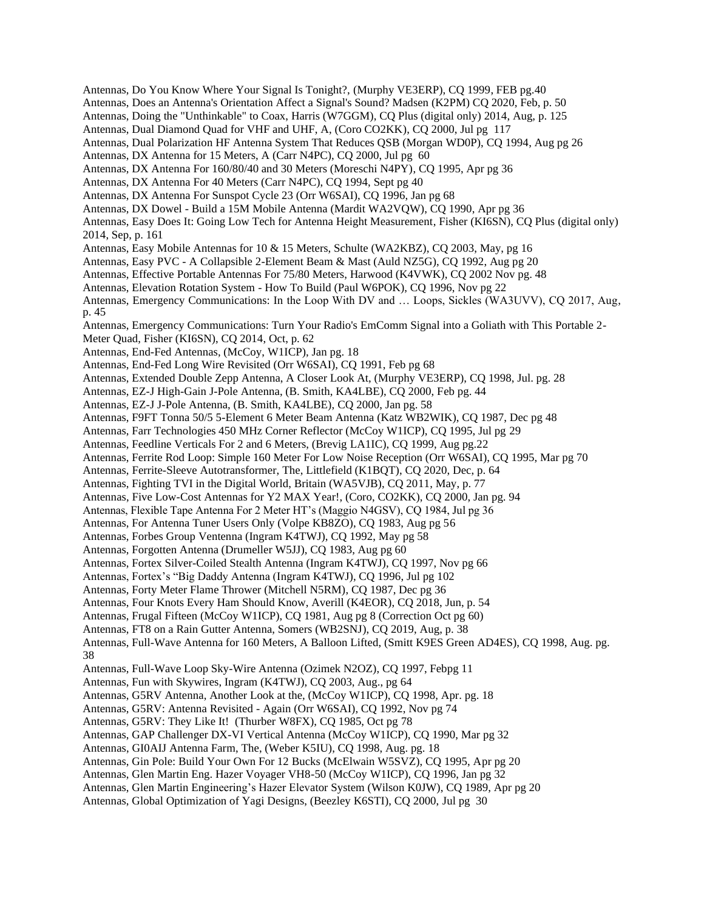Antennas, Do You Know Where Your Signal Is Tonight?, (Murphy VE3ERP), CQ 1999, FEB pg.40
Antennas, Does an Antenna's Orientation Affect a Signal's Sound? Madsen (K2PM) CQ 2020, Feb, p. 50
Antennas, Doing the "Unthinkable" to Coax, Harris (W7GGM), CQ Plus (digital only) 2014, Aug, p. 125
Antennas, Dual Diamond Quad for VHF and UHF, A, (Coro CO2KK), CQ 2000, Jul pg 117
Antennas, Dual Polarization HF Antenna System That Reduces QSB (Morgan WD0P), CQ 1994, Aug pg 26
Antennas, DX Antenna for 15 Meters, A (Carr N4PC), CQ 2000, Jul pg 60
Antennas, DX Antenna For 160/80/40 and 30 Meters (Moreschi N4PY), CQ 1995, Apr pg 36
Antennas, DX Antenna For 40 Meters (Carr N4PC), CQ 1994, Sept pg 40
Antennas, DX Antenna For Sunspot Cycle 23 (Orr W6SAI), CQ 1996, Jan pg 68
Antennas, DX Dowel - Build a 15M Mobile Antenna (Mardit WA2VQW), CQ 1990, Apr pg 36
Antennas, Easy Does It: Going Low Tech for Antenna Height Measurement, Fisher (KI6SN), CQ Plus (digital only) 2014, Sep, p. 161
Antennas, Easy Mobile Antennas for 10 & 15 Meters, Schulte (WA2KBZ), CQ 2003, May, pg 16
Antennas, Easy PVC - A Collapsible 2-Element Beam & Mast (Auld NZ5G), CQ 1992, Aug pg 20
Antennas, Effective Portable Antennas For 75/80 Meters, Harwood (K4VWK), CQ 2002 Nov pg. 48
Antennas, Elevation Rotation System - How To Build (Paul W6POK), CQ 1996, Nov pg 22
Antennas, Emergency Communications: In the Loop With DV and … Loops, Sickles (WA3UVV), CQ 2017, Aug, p. 45
Antennas, Emergency Communications: Turn Your Radio's EmComm Signal into a Goliath with This Portable 2-Meter Quad, Fisher (KI6SN), CQ 2014, Oct, p. 62
Antennas, End-Fed Antennas, (McCoy, W1ICP), Jan pg. 18
Antennas, End-Fed Long Wire Revisited (Orr W6SAI), CQ 1991, Feb pg 68
Antennas, Extended Double Zepp Antenna, A Closer Look At, (Murphy VE3ERP), CQ 1998, Jul. pg. 28
Antennas, EZ-J High-Gain J-Pole Antenna, (B. Smith, KA4LBE), CQ 2000, Feb pg. 44
Antennas, EZ-J J-Pole Antenna, (B. Smith, KA4LBE), CQ 2000, Jan pg. 58
Antennas, F9FT Tonna 50/5 5-Element 6 Meter Beam Antenna (Katz WB2WIK), CQ 1987, Dec pg 48
Antennas, Farr Technologies 450 MHz Corner Reflector (McCoy W1ICP), CQ 1995, Jul pg 29
Antennas, Feedline Verticals For 2 and 6 Meters, (Brevig LA1IC), CQ 1999, Aug pg.22
Antennas, Ferrite Rod Loop: Simple 160 Meter For Low Noise Reception (Orr W6SAI), CQ 1995, Mar pg 70
Antennas, Ferrite-Sleeve Autotransformer, The, Littlefield (K1BQT), CQ 2020, Dec, p. 64
Antennas, Fighting TVI in the Digital World, Britain (WA5VJB), CQ 2011, May, p. 77
Antennas, Five Low-Cost Antennas for Y2 MAX Year!, (Coro, CO2KK), CQ 2000, Jan pg. 94
Antennas, Flexible Tape Antenna For 2 Meter HT's (Maggio N4GSV), CQ 1984, Jul pg 36
Antennas, For Antenna Tuner Users Only (Volpe KB8ZO), CQ 1983, Aug pg 56
Antennas, Forbes Group Ventenna (Ingram K4TWJ), CQ 1992, May pg 58
Antennas, Forgotten Antenna (Drumeller W5JJ), CQ 1983, Aug pg 60
Antennas, Fortex Silver-Coiled Stealth Antenna (Ingram K4TWJ), CQ 1997, Nov pg 66
Antennas, Fortex's "Big Daddy Antenna (Ingram K4TWJ), CQ 1996, Jul pg 102
Antennas, Forty Meter Flame Thrower (Mitchell N5RM), CQ 1987, Dec pg 36
Antennas, Four Knots Every Ham Should Know, Averill (K4EOR), CQ 2018, Jun, p. 54
Antennas, Frugal Fifteen (McCoy W1ICP), CQ 1981, Aug pg 8 (Correction Oct pg 60)
Antennas, FT8 on a Rain Gutter Antenna, Somers (WB2SNJ), CQ 2019, Aug, p. 38
Antennas, Full-Wave Antenna for 160 Meters, A Balloon Lifted, (Smitt K9ES Green AD4ES), CQ 1998, Aug. pg. 38
Antennas, Full-Wave Loop Sky-Wire Antenna (Ozimek N2OZ), CQ 1997, Febpg 11
Antennas, Fun with Skywires, Ingram (K4TWJ), CQ 2003, Aug., pg 64
Antennas, G5RV Antenna, Another Look at the, (McCoy W1ICP), CQ 1998, Apr. pg. 18
Antennas, G5RV: Antenna Revisited - Again (Orr W6SAI), CQ 1992, Nov pg 74
Antennas, G5RV: They Like It! (Thurber W8FX), CQ 1985, Oct pg 78
Antennas, GAP Challenger DX-VI Vertical Antenna (McCoy W1ICP), CQ 1990, Mar pg 32
Antennas, GI0AIJ Antenna Farm, The, (Weber K5IU), CQ 1998, Aug. pg. 18
Antennas, Gin Pole: Build Your Own For 12 Bucks (McElwain W5SVZ), CQ 1995, Apr pg 20
Antennas, Glen Martin Eng. Hazer Voyager VH8-50 (McCoy W1ICP), CQ 1996, Jan pg 32
Antennas, Glen Martin Engineering's Hazer Elevator System (Wilson K0JW), CQ 1989, Apr pg 20
Antennas, Global Optimization of Yagi Designs, (Beezley K6STI), CQ 2000, Jul pg 30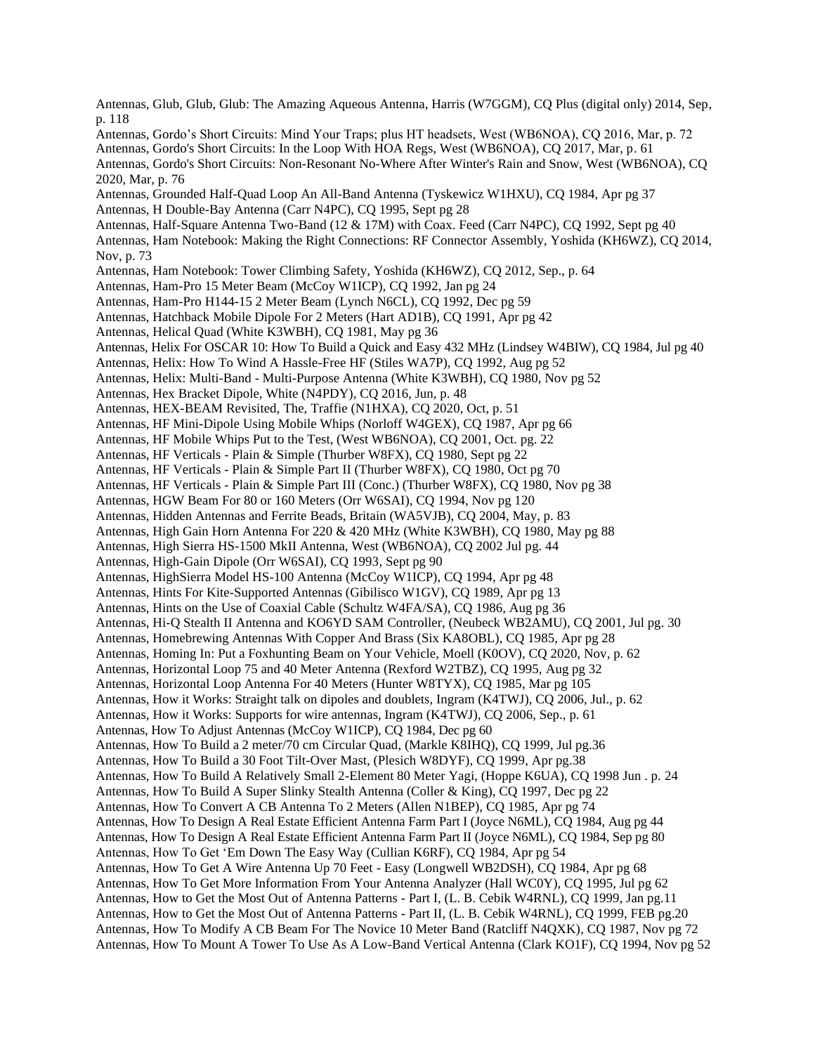Antennas, Glub, Glub, Glub: The Amazing Aqueous Antenna, Harris (W7GGM), CQ Plus (digital only) 2014, Sep, p. 118

Antennas, Gordo's Short Circuits: Mind Your Traps; plus HT headsets, West (WB6NOA), CQ 2016, Mar, p. 72

Antennas, Gordo's Short Circuits: In the Loop With HOA Regs, West (WB6NOA), CQ 2017, Mar, p. 61

Antennas, Gordo's Short Circuits: Non-Resonant No-Where After Winter's Rain and Snow, West (WB6NOA), CQ 2020, Mar, p. 76

Antennas, Grounded Half-Quad Loop An All-Band Antenna (Tyskewicz W1HXU), CQ 1984, Apr pg 37

Antennas, H Double-Bay Antenna (Carr N4PC), CQ 1995, Sept pg 28

Antennas, Half-Square Antenna Two-Band (12 & 17M) with Coax. Feed (Carr N4PC), CQ 1992, Sept pg 40

Antennas, Ham Notebook: Making the Right Connections: RF Connector Assembly, Yoshida (KH6WZ), CQ 2014, Nov, p. 73

Antennas, Ham Notebook: Tower Climbing Safety, Yoshida (KH6WZ), CQ 2012, Sep., p. 64

Antennas, Ham-Pro 15 Meter Beam (McCoy W1ICP), CQ 1992, Jan pg 24

Antennas, Ham-Pro H144-15 2 Meter Beam (Lynch N6CL), CQ 1992, Dec pg 59

Antennas, Hatchback Mobile Dipole For 2 Meters (Hart AD1B), CQ 1991, Apr pg 42

Antennas, Helical Quad (White K3WBH), CQ 1981, May pg 36

Antennas, Helix For OSCAR 10: How To Build a Quick and Easy 432 MHz (Lindsey W4BIW), CQ 1984, Jul pg 40

Antennas, Helix: How To Wind A Hassle-Free HF (Stiles WA7P), CQ 1992, Aug pg 52

Antennas, Helix: Multi-Band - Multi-Purpose Antenna (White K3WBH), CQ 1980, Nov pg 52

Antennas, Hex Bracket Dipole, White (N4PDY), CQ 2016, Jun, p. 48

Antennas, HEX-BEAM Revisited, The, Traffie (N1HXA), CQ 2020, Oct, p. 51

Antennas, HF Mini-Dipole Using Mobile Whips (Norloff W4GEX), CQ 1987, Apr pg 66

Antennas, HF Mobile Whips Put to the Test, (West WB6NOA), CQ 2001, Oct. pg. 22

Antennas, HF Verticals - Plain & Simple (Thurber W8FX), CQ 1980, Sept pg 22

Antennas, HF Verticals - Plain & Simple Part II (Thurber W8FX), CQ 1980, Oct pg 70

Antennas, HF Verticals - Plain & Simple Part III (Conc.) (Thurber W8FX), CQ 1980, Nov pg 38

Antennas, HGW Beam For 80 or 160 Meters (Orr W6SAI), CQ 1994, Nov pg 120

Antennas, Hidden Antennas and Ferrite Beads, Britain (WA5VJB), CQ 2004, May, p. 83

Antennas, High Gain Horn Antenna For 220 & 420 MHz (White K3WBH), CQ 1980, May pg 88

Antennas, High Sierra HS-1500 MkII Antenna, West (WB6NOA), CQ 2002 Jul pg. 44

Antennas, High-Gain Dipole (Orr W6SAI), CQ 1993, Sept pg 90

Antennas, HighSierra Model HS-100 Antenna (McCoy W1ICP), CQ 1994, Apr pg 48

Antennas, Hints For Kite-Supported Antennas (Gibilisco W1GV), CQ 1989, Apr pg 13

Antennas, Hints on the Use of Coaxial Cable (Schultz W4FA/SA), CQ 1986, Aug pg 36

Antennas, Hi-Q Stealth II Antenna and KO6YD SAM Controller, (Neubeck WB2AMU), CQ 2001, Jul pg. 30

Antennas, Homebrewing Antennas With Copper And Brass (Six KA8OBL), CQ 1985, Apr pg 28

Antennas, Homing In: Put a Foxhunting Beam on Your Vehicle, Moell (K0OV), CQ 2020, Nov, p. 62

Antennas, Horizontal Loop 75 and 40 Meter Antenna (Rexford W2TBZ), CQ 1995, Aug pg 32

Antennas, Horizontal Loop Antenna For 40 Meters (Hunter W8TYX), CQ 1985, Mar pg 105

Antennas, How it Works: Straight talk on dipoles and doublets, Ingram (K4TWJ), CQ 2006, Jul., p. 62

Antennas, How it Works: Supports for wire antennas, Ingram (K4TWJ), CQ 2006, Sep., p. 61

Antennas, How To Adjust Antennas (McCoy W1ICP), CQ 1984, Dec pg 60

Antennas, How To Build a 2 meter/70 cm Circular Quad, (Markle K8IHQ), CQ 1999, Jul pg.36

Antennas, How To Build a 30 Foot Tilt-Over Mast, (Plesich W8DYF), CQ 1999, Apr pg.38

Antennas , How To Build A Relatively Small 2-Element 80 Meter Yagi, (Hoppe K6UA), CQ 1998 Jun . p. 24

Antennas, How To Build A Super Slinky Stealth Antenna (Coller & King), CQ 1997, Dec pg 22

Antennas, How To Convert A CB Antenna To 2 Meters (Allen N1BEP), CQ 1985, Apr pg 74

Antennas, How To Design A Real Estate Efficient Antenna Farm Part I (Joyce N6ML), CQ 1984, Aug pg 44

Antennas, How To Design A Real Estate Efficient Antenna Farm Part II (Joyce N6ML), CQ 1984, Sep pg 80

Antennas, How To Get 'Em Down The Easy Way (Cullian K6RF), CQ 1984, Apr pg 54

Antennas, How To Get A Wire Antenna Up 70 Feet - Easy (Longwell WB2DSH), CQ 1984, Apr pg 68

Antennas, How To Get More Information From Your Antenna Analyzer (Hall WC0Y), CQ 1995, Jul pg 62

Antennas, How to Get the Most Out of Antenna Patterns - Part I, (L. B. Cebik W4RNL), CQ 1999, Jan pg.11

Antennas, How to Get the Most Out of Antenna Patterns - Part II, (L. B. Cebik W4RNL), CQ 1999, FEB pg.20

Antennas, How To Modify A CB Beam For The Novice 10 Meter Band (Ratcliff N4QXK), CQ 1987, Nov pg 72

Antennas, How To Mount A Tower To Use As A Low-Band Vertical Antenna (Clark KO1F), CQ 1994, Nov pg 52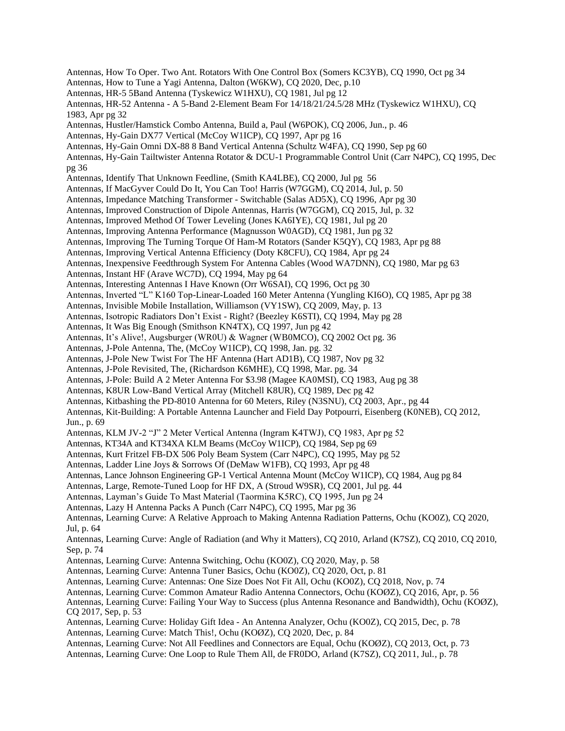Antennas, How To Oper. Two Ant. Rotators With One Control Box (Somers KC3YB), CQ 1990, Oct pg 34
Antennas, How to Tune a Yagi Antenna, Dalton (W6KW), CQ 2020, Dec, p.10
Antennas, HR-5 5Band Antenna (Tyskewicz W1HXU), CQ 1981, Jul pg 12
Antennas, HR-52 Antenna - A 5-Band 2-Element Beam For 14/18/21/24.5/28 MHz (Tyskewicz W1HXU), CQ 1983, Apr pg 32
Antennas, Hustler/Hamstick Combo Antenna, Build a, Paul (W6POK), CQ 2006, Jun., p. 46
Antennas, Hy-Gain DX77 Vertical (McCoy W1ICP), CQ 1997, Apr pg 16
Antennas, Hy-Gain Omni DX-88 8 Band Vertical Antenna (Schultz W4FA), CQ 1990, Sep pg 60
Antennas, Hy-Gain Tailtwister Antenna Rotator & DCU-1 Programmable Control Unit (Carr N4PC), CQ 1995, Dec pg 36
Antennas, Identify That Unknown Feedline, (Smith KA4LBE), CQ 2000, Jul pg 56
Antennas, If MacGyver Could Do It, You Can Too! Harris (W7GGM), CQ 2014, Jul, p. 50
Antennas, Impedance Matching Transformer - Switchable (Salas AD5X), CQ 1996, Apr pg 30
Antennas, Improved Construction of Dipole Antennas, Harris (W7GGM), CQ 2015, Jul, p. 32
Antennas, Improved Method Of Tower Leveling (Jones KA6IYE), CQ 1981, Jul pg 20
Antennas, Improving Antenna Performance (Magnusson W0AGD), CQ 1981, Jun pg 32
Antennas, Improving The Turning Torque Of Ham-M Rotators (Sander K5QY), CQ 1983, Apr pg 88
Antennas, Improving Vertical Antenna Efficiency (Doty K8CFU), CQ 1984, Apr pg 24
Antennas, Inexpensive Feedthrough System For Antenna Cables (Wood WA7DNN), CQ 1980, Mar pg 63
Antennas, Instant HF (Arave WC7D), CQ 1994, May pg 64
Antennas, Interesting Antennas I Have Known (Orr W6SAI), CQ 1996, Oct pg 30
Antennas, Inverted "L" K160 Top-Linear-Loaded 160 Meter Antenna (Yungling KI6O), CQ 1985, Apr pg 38
Antennas, Invisible Mobile Installation, Williamson (VY1SW), CQ 2009, May, p. 13
Antennas, Isotropic Radiators Don't Exist - Right? (Beezley K6STI), CQ 1994, May pg 28
Antennas, It Was Big Enough (Smithson KN4TX), CQ 1997, Jun pg 42
Antennas, It's Alive!, Augsburger (WR0U) & Wagner (WB0MCO), CQ 2002 Oct pg. 36
Antennas, J-Pole Antenna, The, (McCoy W1ICP), CQ 1998, Jan. pg. 32
Antennas, J-Pole New Twist For The HF Antenna (Hart AD1B), CQ 1987, Nov pg 32
Antennas, J-Pole Revisited, The, (Richardson K6MHE), CQ 1998, Mar. pg. 34
Antennas, J-Pole: Build A 2 Meter Antenna For $3.98 (Magee KA0MSI), CQ 1983, Aug pg 38
Antennas, K8UR Low-Band Vertical Array (Mitchell K8UR), CQ 1989, Dec pg 42
Antennas, Kitbashing the PD-8010 Antenna for 60 Meters, Riley (N3SNU), CQ 2003, Apr., pg 44
Antennas, Kit-Building: A Portable Antenna Launcher and Field Day Potpourri, Eisenberg (K0NEB), CQ 2012, Jun., p. 69
Antennas, KLM JV-2 "J" 2 Meter Vertical Antenna (Ingram K4TWJ), CQ 1983, Apr pg 52
Antennas, KT34A and KT34XA KLM Beams (McCoy W1ICP), CQ 1984, Sep pg 69
Antennas, Kurt Fritzel FB-DX 506 Poly Beam System (Carr N4PC), CQ 1995, May pg 52
Antennas, Ladder Line Joys & Sorrows Of (DeMaw W1FB), CQ 1993, Apr pg 48
Antennas, Lance Johnson Engineering GP-1 Vertical Antenna Mount (McCoy W1ICP), CQ 1984, Aug pg 84
Antennas, Large, Remote-Tuned Loop for HF DX, A (Stroud W9SR), CQ 2001, Jul pg. 44
Antennas, Layman's Guide To Mast Material (Taormina K5RC), CQ 1995, Jun pg 24
Antennas, Lazy H Antenna Packs A Punch (Carr N4PC), CQ 1995, Mar pg 36
Antennas, Learning Curve: A Relative Approach to Making Antenna Radiation Patterns, Ochu (KO0Z), CQ 2020, Jul, p. 64
Antennas, Learning Curve: Angle of Radiation (and Why it Matters), CQ 2010, Arland (K7SZ), CQ 2010, CQ 2010, Sep, p. 74
Antennas, Learning Curve: Antenna Switching, Ochu (KO0Z), CQ 2020, May, p. 58
Antennas, Learning Curve: Antenna Tuner Basics, Ochu (KO0Z), CQ 2020, Oct, p. 81
Antennas, Learning Curve: Antennas: One Size Does Not Fit All, Ochu (KO0Z), CQ 2018, Nov, p. 74
Antennas, Learning Curve: Common Amateur Radio Antenna Connectors, Ochu (KOØZ), CQ 2016, Apr, p. 56
Antennas, Learning Curve: Failing Your Way to Success (plus Antenna Resonance and Bandwidth), Ochu (KOØZ), CQ 2017, Sep, p. 53
Antennas, Learning Curve: Holiday Gift Idea - An Antenna Analyzer, Ochu (KO0Z), CQ 2015, Dec, p. 78
Antennas, Learning Curve: Match This!, Ochu (KOØZ), CQ 2020, Dec, p. 84
Antennas, Learning Curve: Not All Feedlines and Connectors are Equal, Ochu (KOØZ), CQ 2013, Oct, p. 73
Antennas, Learning Curve: One Loop to Rule Them All, de FR0DO, Arland (K7SZ), CQ 2011, Jul., p. 78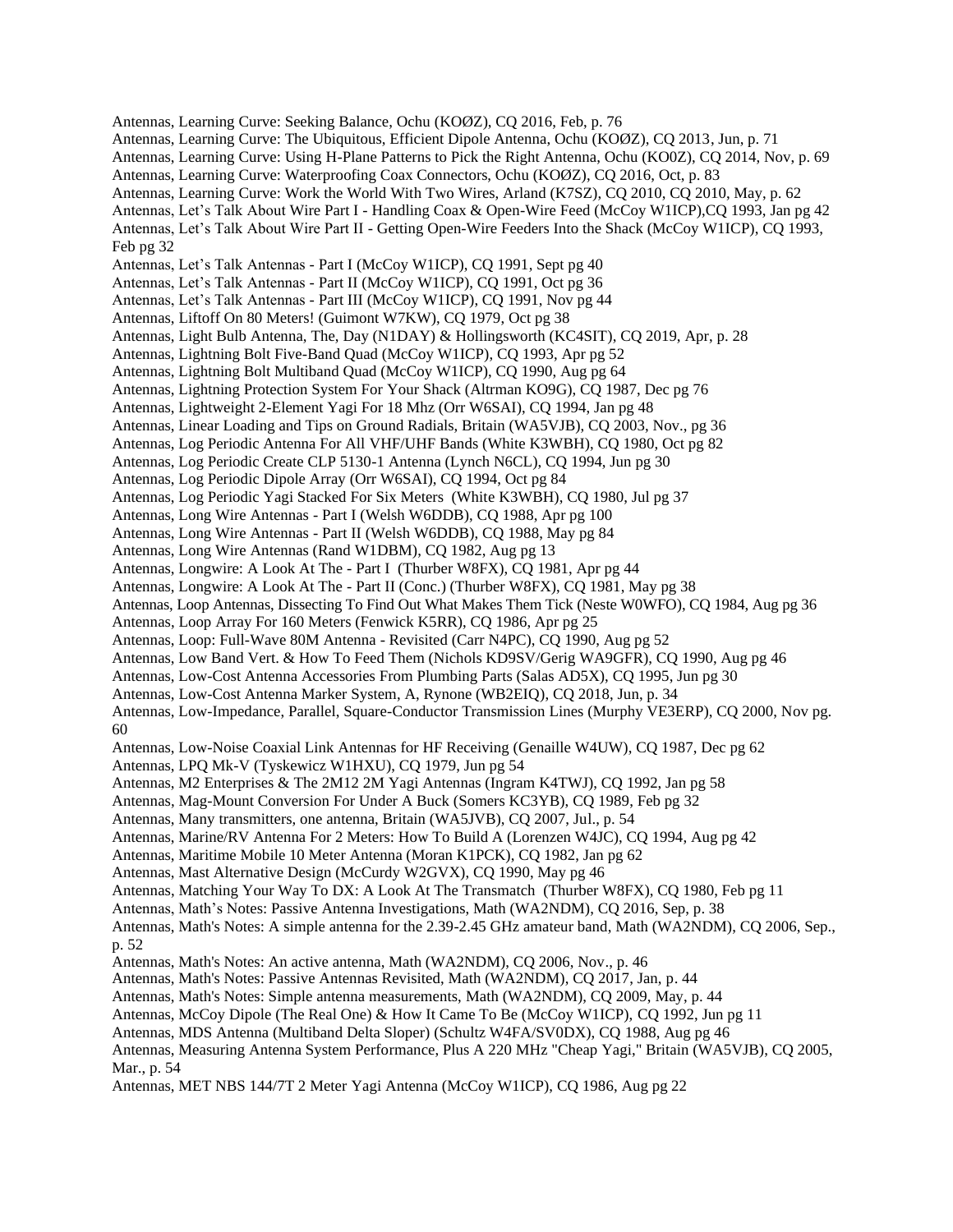Antennas, Learning Curve: Seeking Balance, Ochu (KOØZ), CQ 2016, Feb, p. 76
Antennas, Learning Curve: The Ubiquitous, Efficient Dipole Antenna, Ochu (KOØZ), CQ 2013, Jun, p. 71
Antennas, Learning Curve: Using H-Plane Patterns to Pick the Right Antenna, Ochu (KO0Z), CQ 2014, Nov, p. 69
Antennas, Learning Curve: Waterproofing Coax Connectors, Ochu (KOØZ), CQ 2016, Oct, p. 83
Antennas, Learning Curve: Work the World With Two Wires, Arland (K7SZ), CQ 2010, CQ 2010, May, p. 62
Antennas, Let's Talk About Wire Part I - Handling Coax & Open-Wire Feed (McCoy W1ICP),CQ 1993, Jan pg 42
Antennas, Let's Talk About Wire Part II - Getting Open-Wire Feeders Into the Shack (McCoy W1ICP), CQ 1993, Feb pg 32
Antennas, Let's Talk Antennas - Part I (McCoy W1ICP), CQ 1991, Sept pg 40
Antennas, Let's Talk Antennas - Part II (McCoy W1ICP), CQ 1991, Oct pg 36
Antennas, Let's Talk Antennas - Part III (McCoy W1ICP), CQ 1991, Nov pg 44
Antennas, Liftoff On 80 Meters! (Guimont W7KW), CQ 1979, Oct pg 38
Antennas, Light Bulb Antenna, The, Day (N1DAY) & Hollingsworth (KC4SIT), CQ 2019, Apr, p. 28
Antennas, Lightning Bolt Five-Band Quad (McCoy W1ICP), CQ 1993, Apr pg 52
Antennas, Lightning Bolt Multiband Quad (McCoy W1ICP), CQ 1990, Aug pg 64
Antennas, Lightning Protection System For Your Shack (Altrman KO9G), CQ 1987, Dec pg 76
Antennas, Lightweight 2-Element Yagi For 18 Mhz (Orr W6SAI), CQ 1994, Jan pg 48
Antennas, Linear Loading and Tips on Ground Radials, Britain (WA5VJB), CQ 2003, Nov., pg 36
Antennas, Log Periodic Antenna For All VHF/UHF Bands (White K3WBH), CQ 1980, Oct pg 82
Antennas, Log Periodic Create CLP 5130-1 Antenna (Lynch N6CL), CQ 1994, Jun pg 30
Antennas, Log Periodic Dipole Array (Orr W6SAI), CQ 1994, Oct pg 84
Antennas, Log Periodic Yagi Stacked For Six Meters (White K3WBH), CQ 1980, Jul pg 37
Antennas, Long Wire Antennas - Part I (Welsh W6DDB), CQ 1988, Apr pg 100
Antennas, Long Wire Antennas - Part II (Welsh W6DDB), CQ 1988, May pg 84
Antennas, Long Wire Antennas (Rand W1DBM), CQ 1982, Aug pg 13
Antennas, Longwire: A Look At The - Part I (Thurber W8FX), CQ 1981, Apr pg 44
Antennas, Longwire: A Look At The - Part II (Conc.) (Thurber W8FX), CQ 1981, May pg 38
Antennas, Loop Antennas, Dissecting To Find Out What Makes Them Tick (Neste W0WFO), CQ 1984, Aug pg 36
Antennas, Loop Array For 160 Meters (Fenwick K5RR), CQ 1986, Apr pg 25
Antennas, Loop: Full-Wave 80M Antenna - Revisited (Carr N4PC), CQ 1990, Aug pg 52
Antennas, Low Band Vert. & How To Feed Them (Nichols KD9SV/Gerig WA9GFR), CQ 1990, Aug pg 46
Antennas, Low-Cost Antenna Accessories From Plumbing Parts (Salas AD5X), CQ 1995, Jun pg 30
Antennas, Low-Cost Antenna Marker System, A, Rynone (WB2EIQ), CQ 2018, Jun, p. 34
Antennas, Low-Impedance, Parallel, Square-Conductor Transmission Lines (Murphy VE3ERP), CQ 2000, Nov pg. 60
Antennas, Low-Noise Coaxial Link Antennas for HF Receiving (Genaille W4UW), CQ 1987, Dec pg 62
Antennas, LPQ Mk-V (Tyskewicz W1HXU), CQ 1979, Jun pg 54
Antennas, M2 Enterprises & The 2M12 2M Yagi Antennas (Ingram K4TWJ), CQ 1992, Jan pg 58
Antennas, Mag-Mount Conversion For Under A Buck (Somers KC3YB), CQ 1989, Feb pg 32
Antennas, Many transmitters, one antenna, Britain (WA5JVB), CQ 2007, Jul., p. 54
Antennas, Marine/RV Antenna For 2 Meters: How To Build A (Lorenzen W4JC), CQ 1994, Aug pg 42
Antennas, Maritime Mobile 10 Meter Antenna (Moran K1PCK), CQ 1982, Jan pg 62
Antennas, Mast Alternative Design (McCurdy W2GVX), CQ 1990, May pg 46
Antennas, Matching Your Way To DX: A Look At The Transmatch (Thurber W8FX), CQ 1980, Feb pg 11
Antennas, Math's Notes: Passive Antenna Investigations, Math (WA2NDM), CQ 2016, Sep, p. 38
Antennas, Math's Notes: A simple antenna for the 2.39-2.45 GHz amateur band, Math (WA2NDM), CQ 2006, Sep., p. 52
Antennas, Math's Notes: An active antenna, Math (WA2NDM), CQ 2006, Nov., p. 46
Antennas, Math's Notes: Passive Antennas Revisited, Math (WA2NDM), CQ 2017, Jan, p. 44
Antennas, Math's Notes: Simple antenna measurements, Math (WA2NDM), CQ 2009, May, p. 44
Antennas, McCoy Dipole (The Real One) & How It Came To Be (McCoy W1ICP), CQ 1992, Jun pg 11
Antennas, MDS Antenna (Multiband Delta Sloper) (Schultz W4FA/SV0DX), CQ 1988, Aug pg 46
Antennas, Measuring Antenna System Performance, Plus A 220 MHz "Cheap Yagi," Britain (WA5VJB), CQ 2005, Mar., p. 54
Antennas, MET NBS 144/7T 2 Meter Yagi Antenna (McCoy W1ICP), CQ 1986, Aug pg 22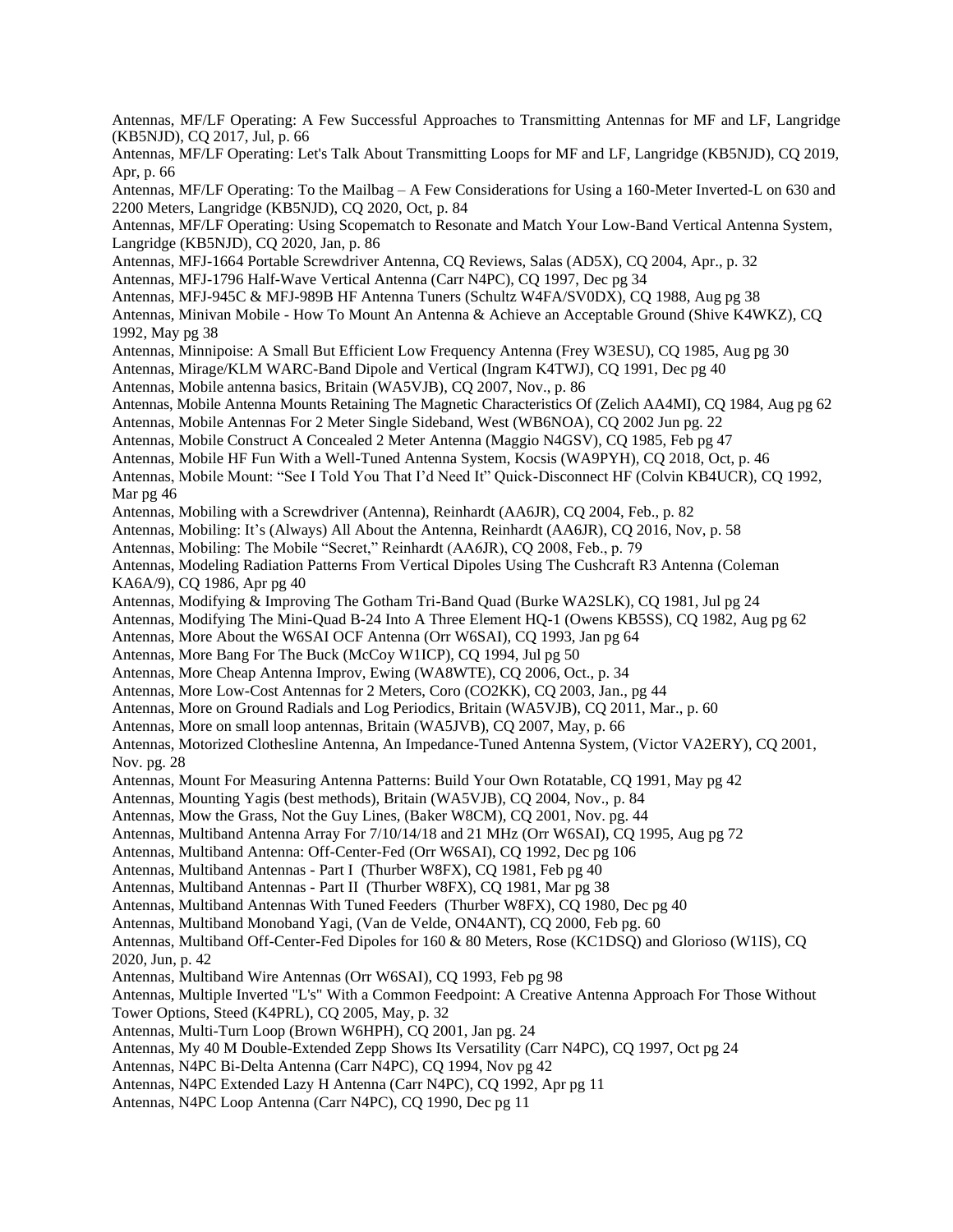Antennas, MF/LF Operating: A Few Successful Approaches to Transmitting Antennas for MF and LF, Langridge (KB5NJD), CQ 2017, Jul, p. 66

Antennas, MF/LF Operating: Let's Talk About Transmitting Loops for MF and LF, Langridge (KB5NJD), CQ 2019, Apr, p. 66

Antennas, MF/LF Operating: To the Mailbag – A Few Considerations for Using a 160-Meter Inverted-L on 630 and 2200 Meters, Langridge (KB5NJD), CQ 2020, Oct, p. 84

Antennas, MF/LF Operating: Using Scopematch to Resonate and Match Your Low-Band Vertical Antenna System, Langridge (KB5NJD), CQ 2020, Jan, p. 86

Antennas, MFJ-1664 Portable Screwdriver Antenna, CQ Reviews, Salas (AD5X), CQ 2004, Apr., p. 32

Antennas, MFJ-1796 Half-Wave Vertical Antenna (Carr N4PC), CQ 1997, Dec pg 34

Antennas, MFJ-945C & MFJ-989B HF Antenna Tuners (Schultz W4FA/SV0DX), CQ 1988, Aug pg 38

Antennas, Minivan Mobile - How To Mount An Antenna & Achieve an Acceptable Ground (Shive K4WKZ), CQ 1992, May pg 38

Antennas, Minnipoise: A Small But Efficient Low Frequency Antenna (Frey W3ESU), CQ 1985, Aug pg 30

Antennas, Mirage/KLM WARC-Band Dipole and Vertical (Ingram K4TWJ), CQ 1991, Dec pg 40

Antennas, Mobile antenna basics, Britain (WA5VJB), CQ 2007, Nov., p. 86

Antennas, Mobile Antenna Mounts Retaining The Magnetic Characteristics Of (Zelich AA4MI), CQ 1984, Aug pg 62

Antennas, Mobile Antennas For 2 Meter Single Sideband, West (WB6NOA), CQ 2002 Jun pg. 22

Antennas, Mobile Construct A Concealed 2 Meter Antenna (Maggio N4GSV), CQ 1985, Feb pg 47

Antennas, Mobile HF Fun With a Well-Tuned Antenna System, Kocsis (WA9PYH), CQ 2018, Oct, p. 46

Antennas, Mobile Mount: "See I Told You That I'd Need It" Quick-Disconnect HF (Colvin KB4UCR), CQ 1992, Mar pg 46

Antennas, Mobiling with a Screwdriver (Antenna), Reinhardt (AA6JR), CQ 2004, Feb., p. 82

Antennas, Mobiling: It's (Always) All About the Antenna, Reinhardt (AA6JR), CQ 2016, Nov, p. 58

Antennas, Mobiling: The Mobile "Secret," Reinhardt (AA6JR), CQ 2008, Feb., p. 79

Antennas, Modeling Radiation Patterns From Vertical Dipoles Using The Cushcraft R3 Antenna (Coleman KA6A/9), CQ 1986, Apr pg 40

Antennas, Modifying & Improving The Gotham Tri-Band Quad (Burke WA2SLK), CQ 1981, Jul pg 24

Antennas, Modifying The Mini-Quad B-24 Into A Three Element HQ-1 (Owens KB5SS), CQ 1982, Aug pg 62

Antennas, More About the W6SAI OCF Antenna (Orr W6SAI), CQ 1993, Jan pg 64

Antennas, More Bang For The Buck (McCoy W1ICP), CQ 1994, Jul pg 50

Antennas, More Cheap Antenna Improv, Ewing (WA8WTE), CQ 2006, Oct., p. 34

Antennas, More Low-Cost Antennas for 2 Meters, Coro (CO2KK), CQ 2003, Jan., pg 44

Antennas, More on Ground Radials and Log Periodics, Britain (WA5VJB), CQ 2011, Mar., p. 60

Antennas, More on small loop antennas, Britain (WA5JVB), CQ 2007, May, p. 66

Antennas, Motorized Clothesline Antenna, An Impedance-Tuned Antenna System, (Victor VA2ERY), CQ 2001, Nov. pg. 28

Antennas, Mount For Measuring Antenna Patterns: Build Your Own Rotatable, CQ 1991, May pg 42

Antennas, Mounting Yagis (best methods), Britain (WA5VJB), CQ 2004, Nov., p. 84

Antennas, Mow the Grass, Not the Guy Lines, (Baker W8CM), CQ 2001, Nov. pg. 44

Antennas, Multiband Antenna Array For 7/10/14/18 and 21 MHz (Orr W6SAI), CQ 1995, Aug pg 72

Antennas, Multiband Antenna: Off-Center-Fed (Orr W6SAI), CQ 1992, Dec pg 106

Antennas, Multiband Antennas - Part I (Thurber W8FX), CQ 1981, Feb pg 40

Antennas, Multiband Antennas - Part II (Thurber W8FX), CQ 1981, Mar pg 38

Antennas, Multiband Antennas With Tuned Feeders (Thurber W8FX), CQ 1980, Dec pg 40

Antennas, Multiband Monoband Yagi, (Van de Velde, ON4ANT), CQ 2000, Feb pg. 60

Antennas, Multiband Off-Center-Fed Dipoles for 160 & 80 Meters, Rose (KC1DSQ) and Glorioso (W1IS), CQ 2020, Jun, p. 42

Antennas, Multiband Wire Antennas (Orr W6SAI), CQ 1993, Feb pg 98

Antennas, Multiple Inverted "L's" With a Common Feedpoint: A Creative Antenna Approach For Those Without Tower Options, Steed (K4PRL), CQ 2005, May, p. 32

Antennas, Multi-Turn Loop (Brown W6HPH), CQ 2001, Jan pg. 24

Antennas, My 40 M Double-Extended Zepp Shows Its Versatility (Carr N4PC), CQ 1997, Oct pg 24

Antennas, N4PC Bi-Delta Antenna (Carr N4PC), CQ 1994, Nov pg 42

Antennas, N4PC Extended Lazy H Antenna (Carr N4PC), CQ 1992, Apr pg 11

Antennas, N4PC Loop Antenna (Carr N4PC), CQ 1990, Dec pg 11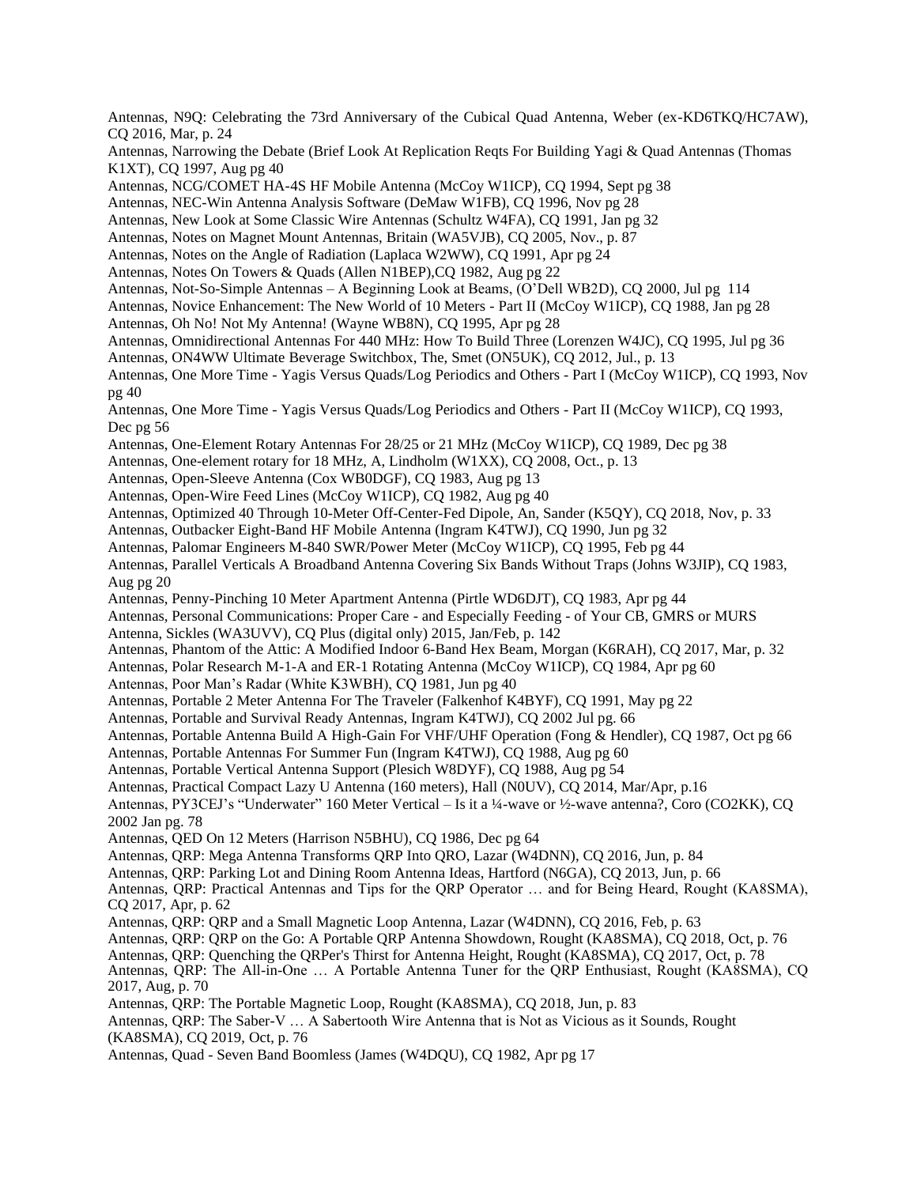Antennas, N9Q: Celebrating the 73rd Anniversary of the Cubical Quad Antenna, Weber (ex-KD6TKQ/HC7AW), CQ 2016, Mar, p. 24

Antennas, Narrowing the Debate (Brief Look At Replication Reqts For Building Yagi & Quad Antennas (Thomas K1XT), CQ 1997, Aug pg 40

Antennas, NCG/COMET HA-4S HF Mobile Antenna (McCoy W1ICP), CQ 1994, Sept pg 38

Antennas, NEC-Win Antenna Analysis Software (DeMaw W1FB), CQ 1996, Nov pg 28

Antennas, New Look at Some Classic Wire Antennas (Schultz W4FA), CQ 1991, Jan pg 32

Antennas, Notes on Magnet Mount Antennas, Britain (WA5VJB), CQ 2005, Nov., p. 87

Antennas, Notes on the Angle of Radiation (Laplaca W2WW), CQ 1991, Apr pg 24

Antennas, Notes On Towers & Quads (Allen N1BEP),CQ 1982, Aug pg 22

Antennas, Not-So-Simple Antennas – A Beginning Look at Beams, (O'Dell WB2D), CQ 2000, Jul pg 114

Antennas, Novice Enhancement: The New World of 10 Meters - Part II (McCoy W1ICP), CQ 1988, Jan pg 28

Antennas, Oh No! Not My Antenna! (Wayne WB8N), CQ 1995, Apr pg 28

Antennas, Omnidirectional Antennas For 440 MHz: How To Build Three (Lorenzen W4JC), CQ 1995, Jul pg 36

Antennas, ON4WW Ultimate Beverage Switchbox, The, Smet (ON5UK), CQ 2012, Jul., p. 13

Antennas, One More Time - Yagis Versus Quads/Log Periodics and Others - Part I (McCoy W1ICP), CQ 1993, Nov pg 40

Antennas, One More Time - Yagis Versus Quads/Log Periodics and Others - Part II (McCoy W1ICP), CQ 1993, Dec pg 56

Antennas, One-Element Rotary Antennas For 28/25 or 21 MHz (McCoy W1ICP), CQ 1989, Dec pg 38

Antennas, One-element rotary for 18 MHz, A, Lindholm (W1XX), CQ 2008, Oct., p. 13

Antennas, Open-Sleeve Antenna (Cox WB0DGF), CQ 1983, Aug pg 13

Antennas, Open-Wire Feed Lines (McCoy W1ICP), CQ 1982, Aug pg 40

Antennas, Optimized 40 Through 10-Meter Off-Center-Fed Dipole, An, Sander (K5QY), CQ 2018, Nov, p. 33

Antennas, Outbacker Eight-Band HF Mobile Antenna (Ingram K4TWJ), CQ 1990, Jun pg 32

Antennas, Palomar Engineers M-840 SWR/Power Meter (McCoy W1ICP), CQ 1995, Feb pg 44

Antennas, Parallel Verticals A Broadband Antenna Covering Six Bands Without Traps (Johns W3JIP), CQ 1983, Aug pg 20

Antennas, Penny-Pinching 10 Meter Apartment Antenna (Pirtle WD6DJT), CQ 1983, Apr pg 44

Antennas, Personal Communications: Proper Care - and Especially Feeding - of Your CB, GMRS or MURS Antenna, Sickles (WA3UVV), CQ Plus (digital only) 2015, Jan/Feb, p. 142

Antennas, Phantom of the Attic: A Modified Indoor 6-Band Hex Beam, Morgan (K6RAH), CQ 2017, Mar, p. 32

Antennas, Polar Research M-1-A and ER-1 Rotating Antenna (McCoy W1ICP), CQ 1984, Apr pg 60

Antennas, Poor Man's Radar (White K3WBH), CQ 1981, Jun pg 40

Antennas, Portable 2 Meter Antenna For The Traveler (Falkenhof K4BYF), CQ 1991, May pg 22

Antennas, Portable and Survival Ready Antennas, Ingram K4TWJ), CQ 2002 Jul pg. 66

Antennas, Portable Antenna Build A High-Gain For VHF/UHF Operation (Fong & Hendler), CQ 1987, Oct pg 66

Antennas, Portable Antennas For Summer Fun (Ingram K4TWJ), CQ 1988, Aug pg 60

Antennas, Portable Vertical Antenna Support (Plesich W8DYF), CQ 1988, Aug pg 54

Antennas, Practical Compact Lazy U Antenna (160 meters), Hall (N0UV), CQ 2014, Mar/Apr, p.16

Antennas, PY3CEJ's "Underwater" 160 Meter Vertical – Is it a ¼-wave or ½-wave antenna?, Coro (CO2KK), CQ 2002 Jan pg. 78

Antennas, QED On 12 Meters (Harrison N5BHU), CQ 1986, Dec pg 64

Antennas, QRP: Mega Antenna Transforms QRP Into QRO, Lazar (W4DNN), CQ 2016, Jun, p. 84

Antennas, QRP: Parking Lot and Dining Room Antenna Ideas, Hartford (N6GA), CQ 2013, Jun, p. 66

Antennas, QRP: Practical Antennas and Tips for the QRP Operator … and for Being Heard, Rought (KA8SMA), CQ 2017, Apr, p. 62

Antennas, QRP: QRP and a Small Magnetic Loop Antenna, Lazar (W4DNN), CQ 2016, Feb, p. 63

Antennas, QRP: QRP on the Go: A Portable QRP Antenna Showdown, Rought (KA8SMA), CQ 2018, Oct, p. 76

Antennas, QRP: Quenching the QRPer's Thirst for Antenna Height, Rought (KA8SMA), CQ 2017, Oct, p. 78

Antennas, QRP: The All-in-One … A Portable Antenna Tuner for the QRP Enthusiast, Rought (KA8SMA), CQ 2017, Aug, p. 70

Antennas, QRP: The Portable Magnetic Loop, Rought (KA8SMA), CQ 2018, Jun, p. 83

Antennas, QRP: The Saber-V … A Sabertooth Wire Antenna that is Not as Vicious as it Sounds, Rought (KA8SMA), CQ 2019, Oct, p. 76

Antennas, Quad - Seven Band Boomless (James (W4DQU), CQ 1982, Apr pg 17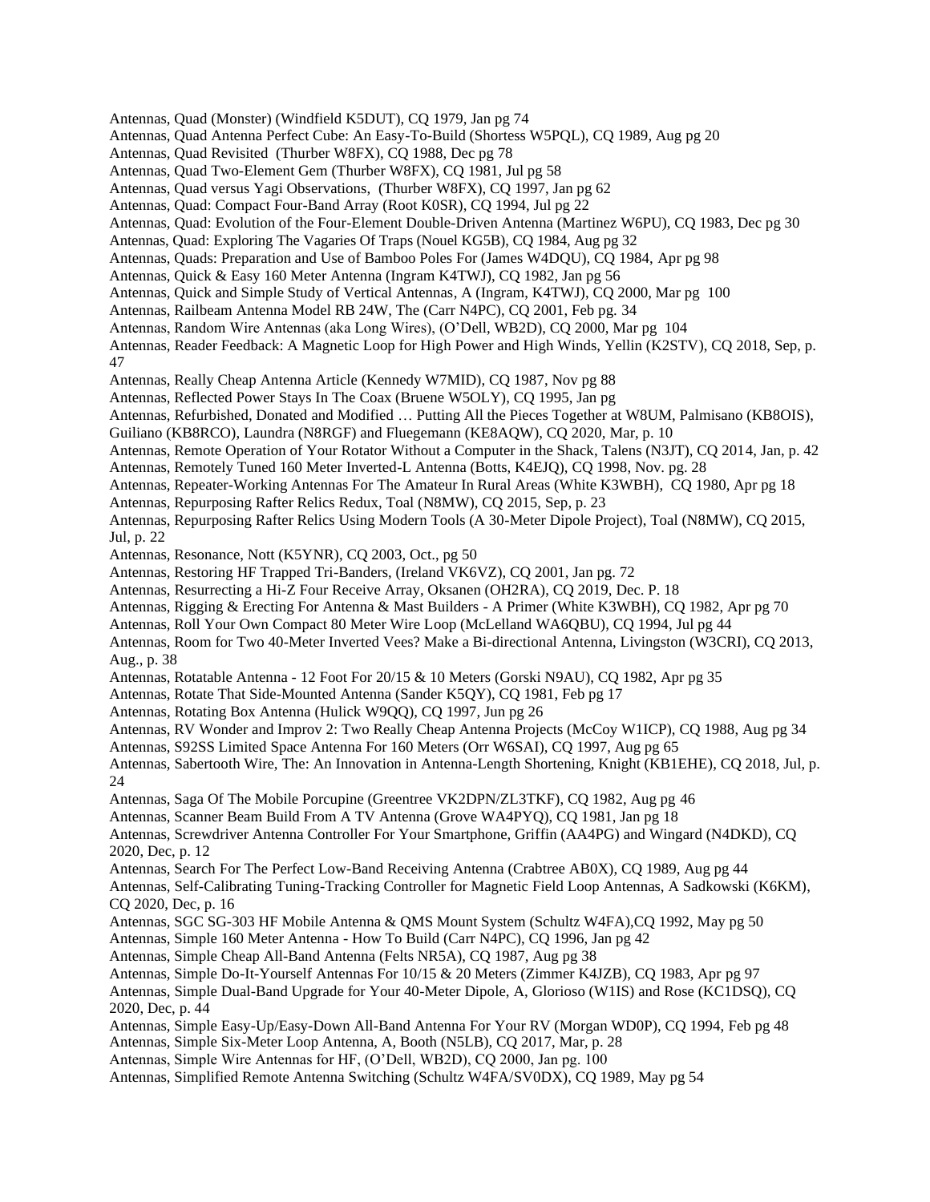Antennas, Quad (Monster) (Windfield K5DUT), CQ 1979, Jan pg 74
Antennas, Quad Antenna Perfect Cube: An Easy-To-Build (Shortess W5PQL), CQ 1989, Aug pg 20
Antennas, Quad Revisited (Thurber W8FX), CQ 1988, Dec pg 78
Antennas, Quad Two-Element Gem (Thurber W8FX), CQ 1981, Jul pg 58
Antennas, Quad versus Yagi Observations, (Thurber W8FX), CQ 1997, Jan pg 62
Antennas, Quad: Compact Four-Band Array (Root K0SR), CQ 1994, Jul pg 22
Antennas, Quad: Evolution of the Four-Element Double-Driven Antenna (Martinez W6PU), CQ 1983, Dec pg 30
Antennas, Quad: Exploring The Vagaries Of Traps (Nouel KG5B), CQ 1984, Aug pg 32
Antennas, Quads: Preparation and Use of Bamboo Poles For (James W4DQU), CQ 1984, Apr pg 98
Antennas, Quick & Easy 160 Meter Antenna (Ingram K4TWJ), CQ 1982, Jan pg 56
Antennas, Quick and Simple Study of Vertical Antennas, A (Ingram, K4TWJ), CQ 2000, Mar pg 100
Antennas, Railbeam Antenna Model RB 24W, The (Carr N4PC), CQ 2001, Feb pg. 34
Antennas, Random Wire Antennas (aka Long Wires), (O'Dell, WB2D), CQ 2000, Mar pg 104
Antennas, Reader Feedback: A Magnetic Loop for High Power and High Winds, Yellin (K2STV), CQ 2018, Sep, p. 47
Antennas, Really Cheap Antenna Article (Kennedy W7MID), CQ 1987, Nov pg 88
Antennas, Reflected Power Stays In The Coax (Bruene W5OLY), CQ 1995, Jan pg
Antennas, Refurbished, Donated and Modified … Putting All the Pieces Together at W8UM, Palmisano (KB8OIS), Guiliano (KB8RCO), Laundra (N8RGF) and Fluegemann (KE8AQW), CQ 2020, Mar, p. 10
Antennas, Remote Operation of Your Rotator Without a Computer in the Shack, Talens (N3JT), CQ 2014, Jan, p. 42
Antennas, Remotely Tuned 160 Meter Inverted-L Antenna (Botts, K4EJQ), CQ 1998, Nov. pg. 28
Antennas, Repeater-Working Antennas For The Amateur In Rural Areas (White K3WBH), CQ 1980, Apr pg 18
Antennas, Repurposing Rafter Relics Redux, Toal (N8MW), CQ 2015, Sep, p. 23
Antennas, Repurposing Rafter Relics Using Modern Tools (A 30-Meter Dipole Project), Toal (N8MW), CQ 2015, Jul, p. 22
Antennas, Resonance, Nott (K5YNR), CQ 2003, Oct., pg 50
Antennas, Restoring HF Trapped Tri-Banders, (Ireland VK6VZ), CQ 2001, Jan pg. 72
Antennas, Resurrecting a Hi-Z Four Receive Array, Oksanen (OH2RA), CQ 2019, Dec. P. 18
Antennas, Rigging & Erecting For Antenna & Mast Builders - A Primer (White K3WBH), CQ 1982, Apr pg 70
Antennas, Roll Your Own Compact 80 Meter Wire Loop (McLelland WA6QBU), CQ 1994, Jul pg 44
Antennas, Room for Two 40-Meter Inverted Vees? Make a Bi-directional Antenna, Livingston (W3CRI), CQ 2013, Aug., p. 38
Antennas, Rotatable Antenna - 12 Foot For 20/15 & 10 Meters (Gorski N9AU), CQ 1982, Apr pg 35
Antennas, Rotate That Side-Mounted Antenna (Sander K5QY), CQ 1981, Feb pg 17
Antennas, Rotating Box Antenna (Hulick W9QQ), CQ 1997, Jun pg 26
Antennas, RV Wonder and Improv 2: Two Really Cheap Antenna Projects (McCoy W1ICP), CQ 1988, Aug pg 34
Antennas, S92SS Limited Space Antenna For 160 Meters (Orr W6SAI), CQ 1997, Aug pg 65
Antennas, Sabertooth Wire, The: An Innovation in Antenna-Length Shortening, Knight (KB1EHE), CQ 2018, Jul, p. 24
Antennas, Saga Of The Mobile Porcupine (Greentree VK2DPN/ZL3TKF), CQ 1982, Aug pg 46
Antennas, Scanner Beam Build From A TV Antenna (Grove WA4PYQ), CQ 1981, Jan pg 18
Antennas, Screwdriver Antenna Controller For Your Smartphone, Griffin (AA4PG) and Wingard (N4DKD), CQ 2020, Dec, p. 12
Antennas, Search For The Perfect Low-Band Receiving Antenna (Crabtree AB0X), CQ 1989, Aug pg 44
Antennas, Self-Calibrating Tuning-Tracking Controller for Magnetic Field Loop Antennas, A Sadkowski (K6KM), CQ 2020, Dec, p. 16
Antennas, SGC SG-303 HF Mobile Antenna & QMS Mount System (Schultz W4FA),CQ 1992, May pg 50
Antennas, Simple 160 Meter Antenna - How To Build (Carr N4PC), CQ 1996, Jan pg 42
Antennas, Simple Cheap All-Band Antenna (Felts NR5A), CQ 1987, Aug pg 38
Antennas, Simple Do-It-Yourself Antennas For 10/15 & 20 Meters (Zimmer K4JZB), CQ 1983, Apr pg 97
Antennas, Simple Dual-Band Upgrade for Your 40-Meter Dipole, A, Glorioso (W1IS) and Rose (KC1DSQ), CQ 2020, Dec, p. 44
Antennas, Simple Easy-Up/Easy-Down All-Band Antenna For Your RV (Morgan WD0P), CQ 1994, Feb pg 48
Antennas, Simple Six-Meter Loop Antenna, A, Booth (N5LB), CQ 2017, Mar, p. 28
Antennas, Simple Wire Antennas for HF, (O'Dell, WB2D), CQ 2000, Jan pg. 100
Antennas, Simplified Remote Antenna Switching (Schultz W4FA/SV0DX), CQ 1989, May pg 54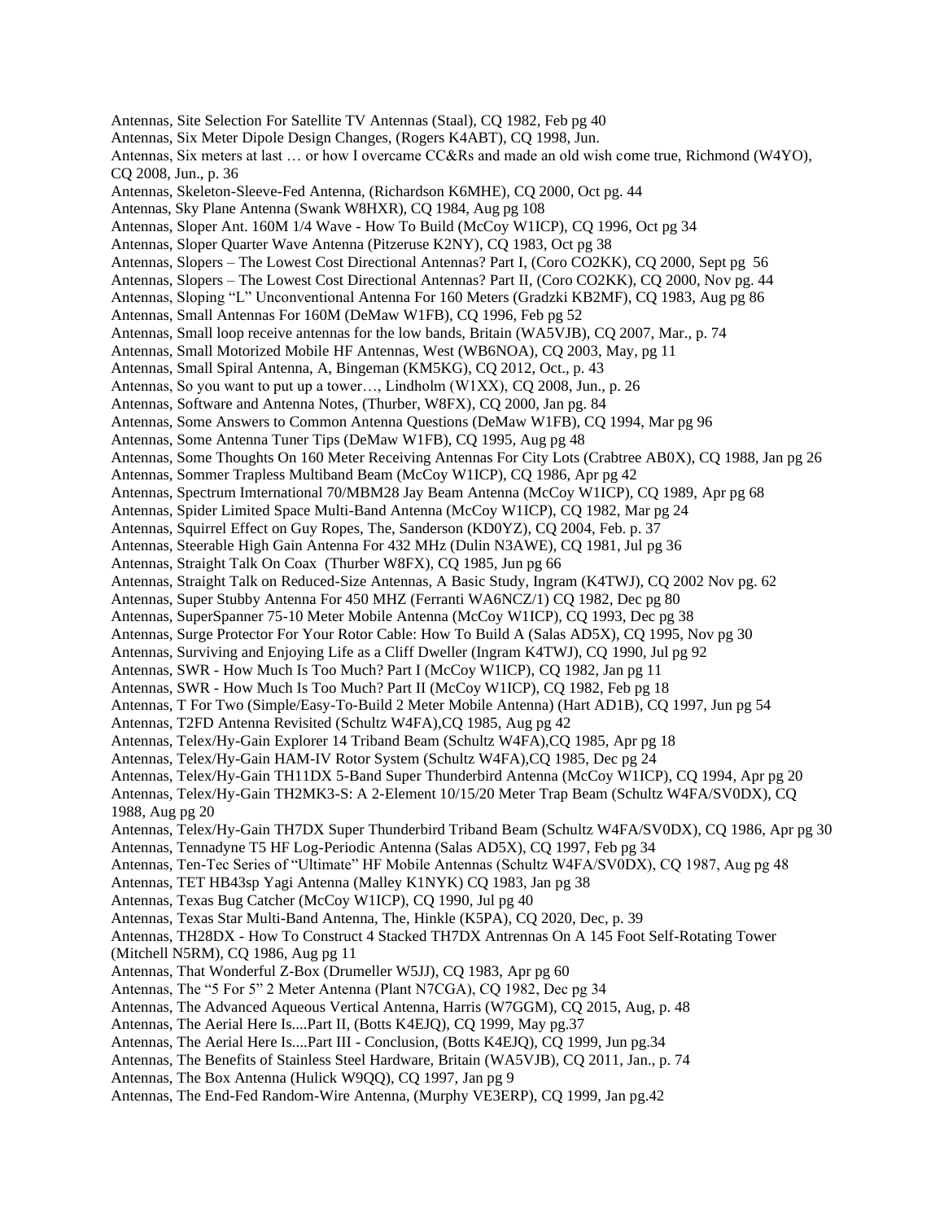Antennas, Site Selection For Satellite TV Antennas (Staal), CQ 1982, Feb pg 40

Antennas, Six Meter Dipole Design Changes, (Rogers K4ABT), CQ 1998, Jun.

Antennas, Six meters at last … or how I overcame CC&Rs and made an old wish come true, Richmond (W4YO), CQ 2008, Jun., p. 36

Antennas, Skeleton-Sleeve-Fed Antenna, (Richardson K6MHE), CQ 2000, Oct pg. 44

Antennas, Sky Plane Antenna (Swank W8HXR), CQ 1984, Aug pg 108

Antennas, Sloper Ant. 160M 1/4 Wave - How To Build (McCoy W1ICP), CQ 1996, Oct pg 34

Antennas, Sloper Quarter Wave Antenna (Pitzeruse K2NY), CQ 1983, Oct pg 38

Antennas, Slopers – The Lowest Cost Directional Antennas? Part I, (Coro CO2KK), CQ 2000, Sept pg 56

Antennas, Slopers – The Lowest Cost Directional Antennas? Part II, (Coro CO2KK), CQ 2000, Nov pg. 44

Antennas, Sloping "L" Unconventional Antenna For 160 Meters (Gradzki KB2MF), CQ 1983, Aug pg 86

Antennas, Small Antennas For 160M (DeMaw W1FB), CQ 1996, Feb pg 52

Antennas, Small loop receive antennas for the low bands, Britain (WA5VJB), CQ 2007, Mar., p. 74

Antennas, Small Motorized Mobile HF Antennas, West (WB6NOA), CQ 2003, May, pg 11

Antennas, Small Spiral Antenna, A, Bingeman (KM5KG), CQ 2012, Oct., p. 43

Antennas, So you want to put up a tower…, Lindholm (W1XX), CQ 2008, Jun., p. 26

Antennas, Software and Antenna Notes, (Thurber, W8FX), CQ 2000, Jan pg. 84

Antennas, Some Answers to Common Antenna Questions (DeMaw W1FB), CQ 1994, Mar pg 96

Antennas, Some Antenna Tuner Tips (DeMaw W1FB), CQ 1995, Aug pg 48

Antennas, Some Thoughts On 160 Meter Receiving Antennas For City Lots (Crabtree AB0X), CQ 1988, Jan pg 26

Antennas, Sommer Trapless Multiband Beam (McCoy W1ICP), CQ 1986, Apr pg 42

Antennas, Spectrum Imternational 70/MBM28 Jay Beam Antenna (McCoy W1ICP), CQ 1989, Apr pg 68

Antennas, Spider Limited Space Multi-Band Antenna (McCoy W1ICP), CQ 1982, Mar pg 24

Antennas, Squirrel Effect on Guy Ropes, The, Sanderson (KD0YZ), CQ 2004, Feb. p. 37

Antennas, Steerable High Gain Antenna For 432 MHz (Dulin N3AWE), CQ 1981, Jul pg 36

Antennas, Straight Talk On Coax (Thurber W8FX), CQ 1985, Jun pg 66

Antennas, Straight Talk on Reduced-Size Antennas, A Basic Study, Ingram (K4TWJ), CQ 2002 Nov pg. 62

Antennas, Super Stubby Antenna For 450 MHZ (Ferranti WA6NCZ/1) CQ 1982, Dec pg 80

Antennas, SuperSpanner 75-10 Meter Mobile Antenna (McCoy W1ICP), CQ 1993, Dec pg 38

Antennas, Surge Protector For Your Rotor Cable: How To Build A (Salas AD5X), CQ 1995, Nov pg 30

Antennas, Surviving and Enjoying Life as a Cliff Dweller (Ingram K4TWJ), CQ 1990, Jul pg 92

Antennas, SWR - How Much Is Too Much? Part I (McCoy W1ICP), CQ 1982, Jan pg 11

Antennas, SWR - How Much Is Too Much? Part II (McCoy W1ICP), CQ 1982, Feb pg 18

Antennas, T For Two (Simple/Easy-To-Build 2 Meter Mobile Antenna) (Hart AD1B), CQ 1997, Jun pg 54

Antennas, T2FD Antenna Revisited (Schultz W4FA),CQ 1985, Aug pg 42

Antennas, Telex/Hy-Gain Explorer 14 Triband Beam (Schultz W4FA),CQ 1985, Apr pg 18

Antennas, Telex/Hy-Gain HAM-IV Rotor System (Schultz W4FA),CQ 1985, Dec pg 24

Antennas, Telex/Hy-Gain TH11DX 5-Band Super Thunderbird Antenna (McCoy W1ICP), CQ 1994, Apr pg 20

Antennas, Telex/Hy-Gain TH2MK3-S: A 2-Element 10/15/20 Meter Trap Beam (Schultz W4FA/SV0DX), CQ 1988, Aug pg 20

Antennas, Telex/Hy-Gain TH7DX Super Thunderbird Triband Beam (Schultz W4FA/SV0DX), CQ 1986, Apr pg 30

Antennas, Tennadyne T5 HF Log-Periodic Antenna (Salas AD5X), CQ 1997, Feb pg 34

Antennas, Ten-Tec Series of "Ultimate" HF Mobile Antennas (Schultz W4FA/SV0DX), CQ 1987, Aug pg 48

Antennas, TET HB43sp Yagi Antenna (Malley K1NYK) CQ 1983, Jan pg 38

Antennas, Texas Bug Catcher (McCoy W1ICP), CQ 1990, Jul pg 40

Antennas, Texas Star Multi-Band Antenna, The, Hinkle (K5PA), CQ 2020, Dec, p. 39

Antennas, TH28DX - How To Construct 4 Stacked TH7DX Antrennas On A 145 Foot Self-Rotating Tower (Mitchell N5RM), CQ 1986, Aug pg 11

Antennas, That Wonderful Z-Box (Drumeller W5JJ), CQ 1983, Apr pg 60

Antennas, The "5 For 5" 2 Meter Antenna (Plant N7CGA), CQ 1982, Dec pg 34

Antennas, The Advanced Aqueous Vertical Antenna, Harris (W7GGM), CQ 2015, Aug, p. 48

Antennas, The Aerial Here Is....Part II, (Botts K4EJQ), CQ 1999, May pg.37

Antennas, The Aerial Here Is....Part III - Conclusion, (Botts K4EJQ), CQ 1999, Jun pg.34

Antennas, The Benefits of Stainless Steel Hardware, Britain (WA5VJB), CQ 2011, Jan., p. 74

Antennas, The Box Antenna (Hulick W9QQ), CQ 1997, Jan pg 9

Antennas, The End-Fed Random-Wire Antenna, (Murphy VE3ERP), CQ 1999, Jan pg.42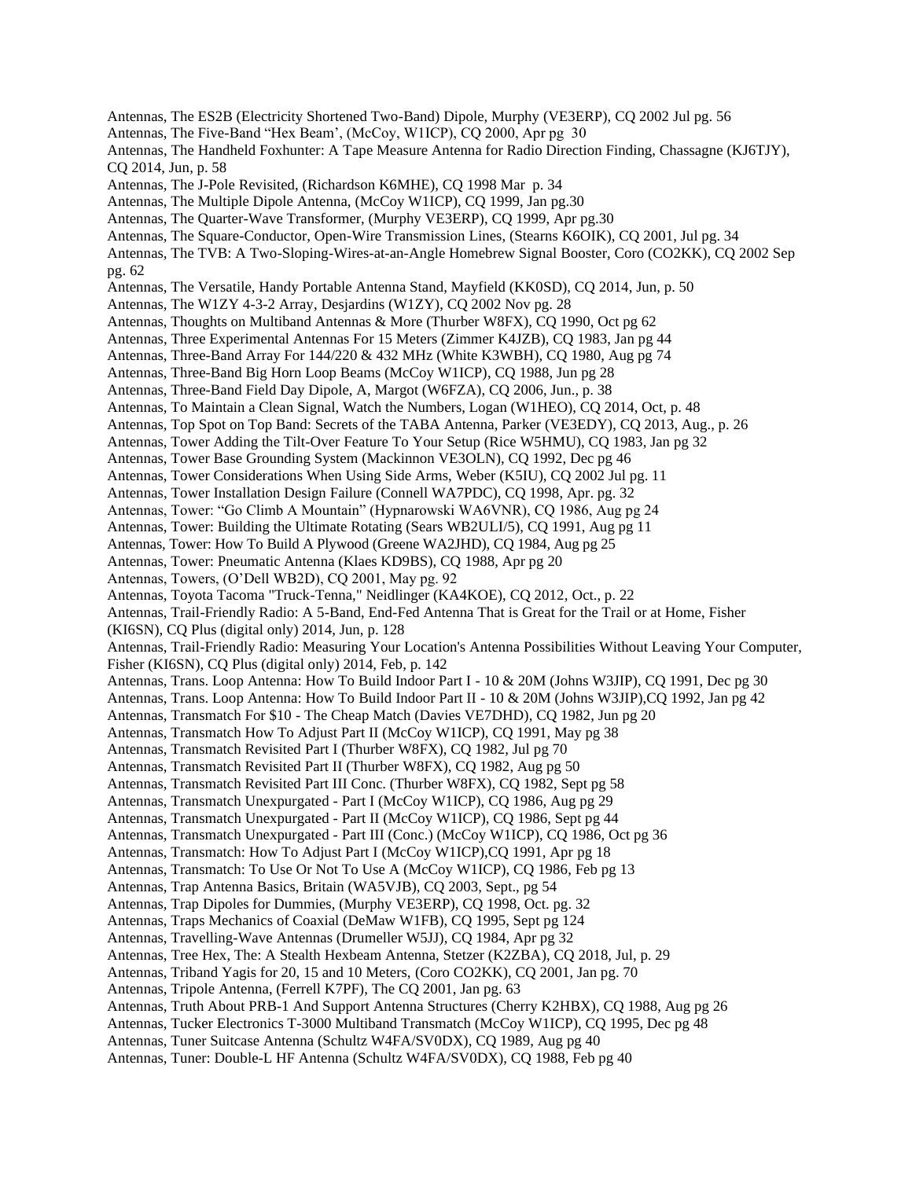Antennas, The ES2B (Electricity Shortened Two-Band) Dipole, Murphy (VE3ERP), CQ 2002 Jul pg. 56
Antennas, The Five-Band "Hex Beam', (McCoy, W1ICP), CQ 2000, Apr pg 30
Antennas, The Handheld Foxhunter: A Tape Measure Antenna for Radio Direction Finding, Chassagne (KJ6TJY), CQ 2014, Jun, p. 58
Antennas, The J-Pole Revisited, (Richardson K6MHE), CQ 1998 Mar p. 34
Antennas, The Multiple Dipole Antenna, (McCoy W1ICP), CQ 1999, Jan pg.30
Antennas, The Quarter-Wave Transformer, (Murphy VE3ERP), CQ 1999, Apr pg.30
Antennas, The Square-Conductor, Open-Wire Transmission Lines, (Stearns K6OIK), CQ 2001, Jul pg. 34
Antennas, The TVB: A Two-Sloping-Wires-at-an-Angle Homebrew Signal Booster, Coro (CO2KK), CQ 2002 Sep pg. 62
Antennas, The Versatile, Handy Portable Antenna Stand, Mayfield (KK0SD), CQ 2014, Jun, p. 50
Antennas, The W1ZY 4-3-2 Array, Desjardins (W1ZY), CQ 2002 Nov pg. 28
Antennas, Thoughts on Multiband Antennas & More (Thurber W8FX), CQ 1990, Oct pg 62
Antennas, Three Experimental Antennas For 15 Meters (Zimmer K4JZB), CQ 1983, Jan pg 44
Antennas, Three-Band Array For 144/220 & 432 MHz (White K3WBH), CQ 1980, Aug pg 74
Antennas, Three-Band Big Horn Loop Beams (McCoy W1ICP), CQ 1988, Jun pg 28
Antennas, Three-Band Field Day Dipole, A, Margot (W6FZA), CQ 2006, Jun., p. 38
Antennas, To Maintain a Clean Signal, Watch the Numbers, Logan (W1HEO), CQ 2014, Oct, p. 48
Antennas, Top Spot on Top Band: Secrets of the TABA Antenna, Parker (VE3EDY), CQ 2013, Aug., p. 26
Antennas, Tower Adding the Tilt-Over Feature To Your Setup (Rice W5HMU), CQ 1983, Jan pg 32
Antennas, Tower Base Grounding System (Mackinnon VE3OLN), CQ 1992, Dec pg 46
Antennas, Tower Considerations When Using Side Arms, Weber (K5IU), CQ 2002 Jul pg. 11
Antennas, Tower Installation Design Failure (Connell WA7PDC), CQ 1998, Apr. pg. 32
Antennas, Tower: "Go Climb A Mountain" (Hypnarowski WA6VNR), CQ 1986, Aug pg 24
Antennas, Tower: Building the Ultimate Rotating (Sears WB2ULI/5), CQ 1991, Aug pg 11
Antennas, Tower: How To Build A Plywood (Greene WA2JHD), CQ 1984, Aug pg 25
Antennas, Tower: Pneumatic Antenna (Klaes KD9BS), CQ 1988, Apr pg 20
Antennas, Towers, (O'Dell WB2D), CQ 2001, May pg. 92
Antennas, Toyota Tacoma "Truck-Tenna," Neidlinger (KA4KOE), CQ 2012, Oct., p. 22
Antennas, Trail-Friendly Radio: A 5-Band, End-Fed Antenna That is Great for the Trail or at Home, Fisher (KI6SN), CQ Plus (digital only) 2014, Jun, p. 128
Antennas, Trail-Friendly Radio: Measuring Your Location's Antenna Possibilities Without Leaving Your Computer, Fisher (KI6SN), CQ Plus (digital only) 2014, Feb, p. 142
Antennas, Trans. Loop Antenna: How To Build Indoor Part I - 10 & 20M (Johns W3JIP), CQ 1991, Dec pg 30
Antennas, Trans. Loop Antenna: How To Build Indoor Part II - 10 & 20M (Johns W3JIP),CQ 1992, Jan pg 42
Antennas, Transmatch For $10 - The Cheap Match (Davies VE7DHD), CQ 1982, Jun pg 20
Antennas, Transmatch How To Adjust Part II (McCoy W1ICP), CQ 1991, May pg 38
Antennas, Transmatch Revisited Part I (Thurber W8FX), CQ 1982, Jul pg 70
Antennas, Transmatch Revisited Part II (Thurber W8FX), CQ 1982, Aug pg 50
Antennas, Transmatch Revisited Part III Conc. (Thurber W8FX), CQ 1982, Sept pg 58
Antennas, Transmatch Unexpurgated - Part I (McCoy W1ICP), CQ 1986, Aug pg 29
Antennas, Transmatch Unexpurgated - Part II (McCoy W1ICP), CQ 1986, Sept pg 44
Antennas, Transmatch Unexpurgated - Part III (Conc.) (McCoy W1ICP), CQ 1986, Oct pg 36
Antennas, Transmatch: How To Adjust Part I (McCoy W1ICP),CQ 1991, Apr pg 18
Antennas, Transmatch: To Use Or Not To Use A (McCoy W1ICP), CQ 1986, Feb pg 13
Antennas, Trap Antenna Basics, Britain (WA5VJB), CQ 2003, Sept., pg 54
Antennas, Trap Dipoles for Dummies, (Murphy VE3ERP), CQ 1998, Oct. pg. 32
Antennas, Traps Mechanics of Coaxial (DeMaw W1FB), CQ 1995, Sept pg 124
Antennas, Travelling-Wave Antennas (Drumeller W5JJ), CQ 1984, Apr pg 32
Antennas, Tree Hex, The: A Stealth Hexbeam Antenna, Stetzer (K2ZBA), CQ 2018, Jul, p. 29
Antennas, Triband Yagis for 20, 15 and 10 Meters, (Coro CO2KK), CQ 2001, Jan pg. 70
Antennas, Tripole Antenna, (Ferrell K7PF), The CQ 2001, Jan pg. 63
Antennas, Truth About PRB-1 And Support Antenna Structures (Cherry K2HBX), CQ 1988, Aug pg 26
Antennas, Tucker Electronics T-3000 Multiband Transmatch (McCoy W1ICP), CQ 1995, Dec pg 48
Antennas, Tuner Suitcase Antenna (Schultz W4FA/SV0DX), CQ 1989, Aug pg 40
Antennas, Tuner: Double-L HF Antenna (Schultz W4FA/SV0DX), CQ 1988, Feb pg 40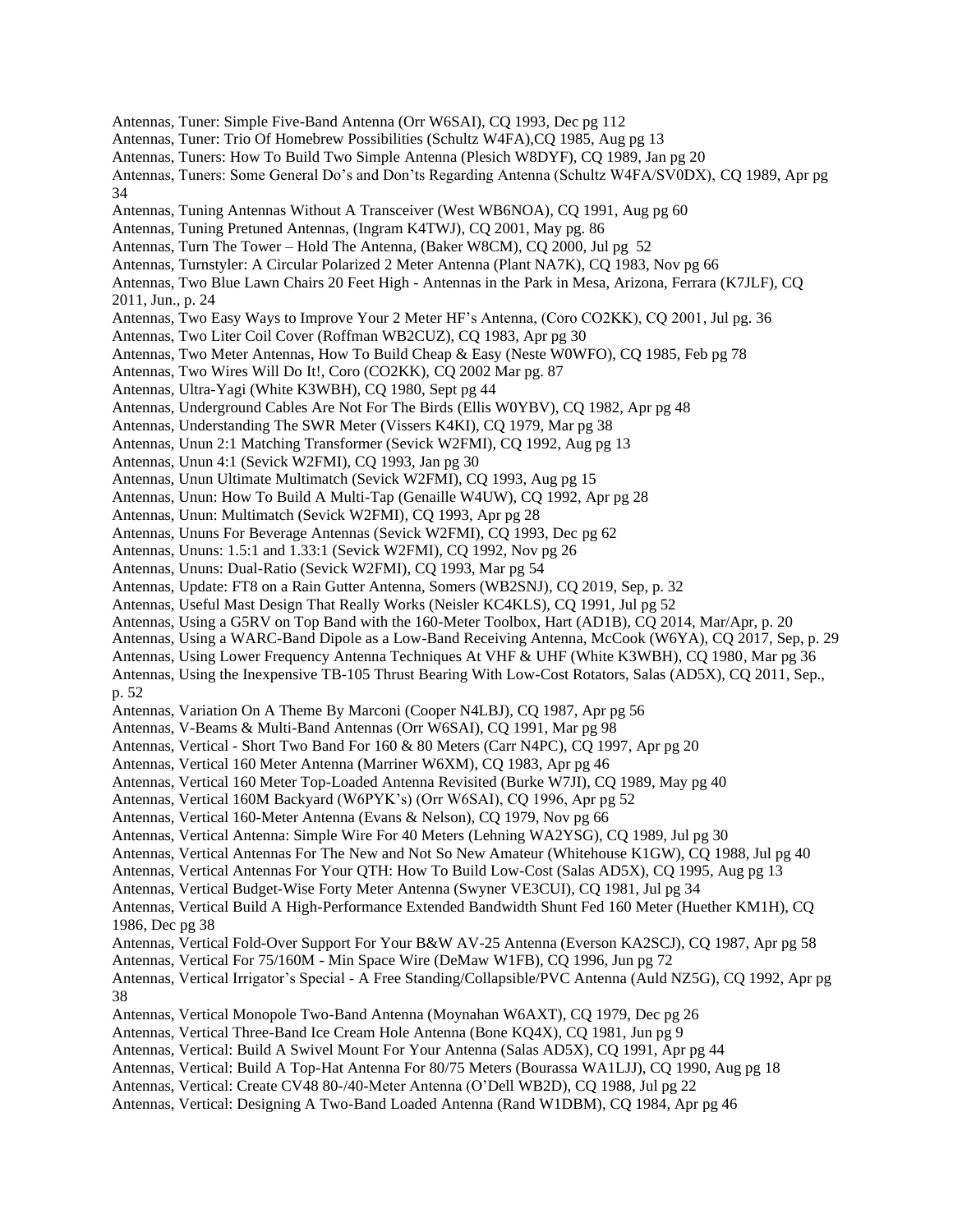Antennas, Tuner: Simple Five-Band Antenna (Orr W6SAI), CQ 1993, Dec pg 112
Antennas, Tuner: Trio Of Homebrew Possibilities (Schultz W4FA),CQ 1985, Aug pg 13
Antennas, Tuners: How To Build Two Simple Antenna (Plesich W8DYF), CQ 1989, Jan pg 20
Antennas, Tuners: Some General Do's and Don'ts Regarding Antenna (Schultz W4FA/SV0DX), CQ 1989, Apr pg 34
Antennas, Tuning Antennas Without A Transceiver (West WB6NOA), CQ 1991, Aug pg 60
Antennas, Tuning Pretuned Antennas, (Ingram K4TWJ), CQ 2001, May pg. 86
Antennas, Turn The Tower – Hold The Antenna, (Baker W8CM), CQ 2000, Jul pg 52
Antennas, Turnstyler: A Circular Polarized 2 Meter Antenna (Plant NA7K), CQ 1983, Nov pg 66
Antennas, Two Blue Lawn Chairs 20 Feet High - Antennas in the Park in Mesa, Arizona, Ferrara (K7JLF), CQ 2011, Jun., p. 24
Antennas, Two Easy Ways to Improve Your 2 Meter HF's Antenna, (Coro CO2KK), CQ 2001, Jul pg. 36
Antennas, Two Liter Coil Cover (Roffman WB2CUZ), CQ 1983, Apr pg 30
Antennas, Two Meter Antennas, How To Build Cheap & Easy (Neste W0WFO), CQ 1985, Feb pg 78
Antennas, Two Wires Will Do It!, Coro (CO2KK), CQ 2002 Mar pg. 87
Antennas, Ultra-Yagi (White K3WBH), CQ 1980, Sept pg 44
Antennas, Underground Cables Are Not For The Birds (Ellis W0YBV), CQ 1982, Apr pg 48
Antennas, Understanding The SWR Meter (Vissers K4KI), CQ 1979, Mar pg 38
Antennas, Unun 2:1 Matching Transformer (Sevick W2FMI), CQ 1992, Aug pg 13
Antennas, Unun 4:1 (Sevick W2FMI), CQ 1993, Jan pg 30
Antennas, Unun Ultimate Multimatch (Sevick W2FMI), CQ 1993, Aug pg 15
Antennas, Unun: How To Build A Multi-Tap (Genaille W4UW), CQ 1992, Apr pg 28
Antennas, Unun: Multimatch (Sevick W2FMI), CQ 1993, Apr pg 28
Antennas, Ununs For Beverage Antennas (Sevick W2FMI), CQ 1993, Dec pg 62
Antennas, Ununs: 1.5:1 and 1.33:1 (Sevick W2FMI), CQ 1992, Nov pg 26
Antennas, Ununs: Dual-Ratio (Sevick W2FMI), CQ 1993, Mar pg 54
Antennas, Update: FT8 on a Rain Gutter Antenna, Somers (WB2SNJ), CQ 2019, Sep, p. 32
Antennas, Useful Mast Design That Really Works (Neisler KC4KLS), CQ 1991, Jul pg 52
Antennas, Using a G5RV on Top Band with the 160-Meter Toolbox, Hart (AD1B), CQ 2014, Mar/Apr, p. 20
Antennas, Using a WARC-Band Dipole as a Low-Band Receiving Antenna, McCook (W6YA), CQ 2017, Sep, p. 29
Antennas, Using Lower Frequency Antenna Techniques At VHF & UHF (White K3WBH), CQ 1980, Mar pg 36
Antennas, Using the Inexpensive TB-105 Thrust Bearing With Low-Cost Rotators, Salas (AD5X), CQ 2011, Sep., p. 52
Antennas, Variation On A Theme By Marconi (Cooper N4LBJ), CQ 1987, Apr pg 56
Antennas, V-Beams & Multi-Band Antennas (Orr W6SAI), CQ 1991, Mar pg 98
Antennas, Vertical - Short Two Band For 160 & 80 Meters (Carr N4PC), CQ 1997, Apr pg 20
Antennas, Vertical 160 Meter Antenna (Marriner W6XM), CQ 1983, Apr pg 46
Antennas, Vertical 160 Meter Top-Loaded Antenna Revisited (Burke W7JI), CQ 1989, May pg 40
Antennas, Vertical 160M Backyard (W6PYK's) (Orr W6SAI), CQ 1996, Apr pg 52
Antennas, Vertical 160-Meter Antenna (Evans & Nelson), CQ 1979, Nov pg 66
Antennas, Vertical Antenna: Simple Wire For 40 Meters (Lehning WA2YSG), CQ 1989, Jul pg 30
Antennas, Vertical Antennas For The New and Not So New Amateur (Whitehouse K1GW), CQ 1988, Jul pg 40
Antennas, Vertical Antennas For Your QTH: How To Build Low-Cost (Salas AD5X), CQ 1995, Aug pg 13
Antennas, Vertical Budget-Wise Forty Meter Antenna (Swyner VE3CUI), CQ 1981, Jul pg 34
Antennas, Vertical Build A High-Performance Extended Bandwidth Shunt Fed 160 Meter (Huether KM1H), CQ 1986, Dec pg 38
Antennas, Vertical Fold-Over Support For Your B&W AV-25 Antenna (Everson KA2SCJ), CQ 1987, Apr pg 58
Antennas, Vertical For 75/160M - Min Space Wire (DeMaw W1FB), CQ 1996, Jun pg 72
Antennas, Vertical Irrigator's Special - A Free Standing/Collapsible/PVC Antenna (Auld NZ5G), CQ 1992, Apr pg 38
Antennas, Vertical Monopole Two-Band Antenna (Moynahan W6AXT), CQ 1979, Dec pg 26
Antennas, Vertical Three-Band Ice Cream Hole Antenna (Bone KQ4X), CQ 1981, Jun pg 9
Antennas, Vertical: Build A Swivel Mount For Your Antenna (Salas AD5X), CQ 1991, Apr pg 44
Antennas, Vertical: Build A Top-Hat Antenna For 80/75 Meters (Bourassa WA1LJJ), CQ 1990, Aug pg 18
Antennas, Vertical: Create CV48 80-/40-Meter Antenna (O'Dell WB2D), CQ 1988, Jul pg 22
Antennas, Vertical: Designing A Two-Band Loaded Antenna (Rand W1DBM), CQ 1984, Apr pg 46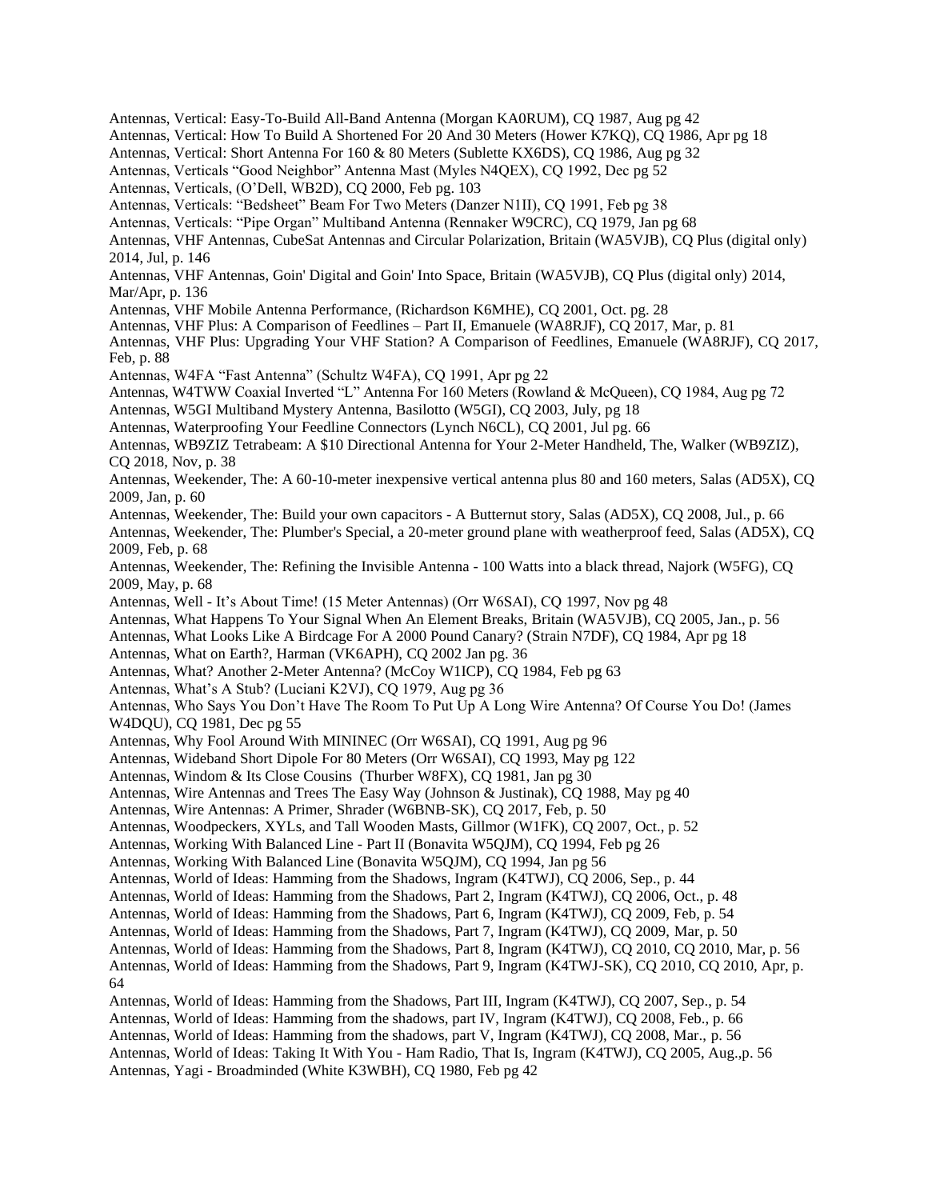Antennas, Vertical: Easy-To-Build All-Band Antenna (Morgan KA0RUM), CQ 1987, Aug pg 42
Antennas, Vertical: How To Build A Shortened For 20 And 30 Meters (Hower K7KQ), CQ 1986, Apr pg 18
Antennas, Vertical: Short Antenna For 160 & 80 Meters (Sublette KX6DS), CQ 1986, Aug pg 32
Antennas, Verticals "Good Neighbor" Antenna Mast (Myles N4QEX), CQ 1992, Dec pg 52
Antennas, Verticals, (O'Dell, WB2D), CQ 2000, Feb pg. 103
Antennas, Verticals: "Bedsheet" Beam For Two Meters (Danzer N1II), CQ 1991, Feb pg 38
Antennas, Verticals: "Pipe Organ" Multiband Antenna (Rennaker W9CRC), CQ 1979, Jan pg 68
Antennas, VHF Antennas, CubeSat Antennas and Circular Polarization, Britain (WA5VJB), CQ Plus (digital only) 2014, Jul, p. 146
Antennas, VHF Antennas, Goin' Digital and Goin' Into Space, Britain (WA5VJB), CQ Plus (digital only) 2014, Mar/Apr, p. 136
Antennas, VHF Mobile Antenna Performance, (Richardson K6MHE), CQ 2001, Oct. pg. 28
Antennas, VHF Plus: A Comparison of Feedlines – Part II, Emanuele (WA8RJF), CQ 2017, Mar, p. 81
Antennas, VHF Plus: Upgrading Your VHF Station? A Comparison of Feedlines, Emanuele (WA8RJF), CQ 2017, Feb, p. 88
Antennas, W4FA "Fast Antenna" (Schultz W4FA), CQ 1991, Apr pg 22
Antennas, W4TWW Coaxial Inverted "L" Antenna For 160 Meters (Rowland & McQueen), CQ 1984, Aug pg 72
Antennas, W5GI Multiband Mystery Antenna, Basilotto (W5GI), CQ 2003, July, pg 18
Antennas, Waterproofing Your Feedline Connectors (Lynch N6CL), CQ 2001, Jul pg. 66
Antennas, WB9ZIZ Tetrabeam: A $10 Directional Antenna for Your 2-Meter Handheld, The, Walker (WB9ZIZ), CQ 2018, Nov, p. 38
Antennas, Weekender, The: A 60-10-meter inexpensive vertical antenna plus 80 and 160 meters, Salas (AD5X), CQ 2009, Jan, p. 60
Antennas, Weekender, The: Build your own capacitors - A Butternut story, Salas (AD5X), CQ 2008, Jul., p. 66
Antennas, Weekender, The: Plumber's Special, a 20-meter ground plane with weatherproof feed, Salas (AD5X), CQ 2009, Feb, p. 68
Antennas, Weekender, The: Refining the Invisible Antenna - 100 Watts into a black thread, Najork (W5FG), CQ 2009, May, p. 68
Antennas, Well - It's About Time! (15 Meter Antennas) (Orr W6SAI), CQ 1997, Nov pg 48
Antennas, What Happens To Your Signal When An Element Breaks, Britain (WA5VJB), CQ 2005, Jan., p. 56
Antennas, What Looks Like A Birdcage For A 2000 Pound Canary? (Strain N7DF), CQ 1984, Apr pg 18
Antennas, What on Earth?, Harman (VK6APH), CQ 2002 Jan pg. 36
Antennas, What? Another 2-Meter Antenna? (McCoy W1ICP), CQ 1984, Feb pg 63
Antennas, What's A Stub? (Luciani K2VJ), CQ 1979, Aug pg 36
Antennas, Who Says You Don't Have The Room To Put Up A Long Wire Antenna? Of Course You Do! (James W4DQU), CQ 1981, Dec pg 55
Antennas, Why Fool Around With MININEC (Orr W6SAI), CQ 1991, Aug pg 96
Antennas, Wideband Short Dipole For 80 Meters (Orr W6SAI), CQ 1993, May pg 122
Antennas, Windom & Its Close Cousins (Thurber W8FX), CQ 1981, Jan pg 30
Antennas, Wire Antennas and Trees The Easy Way (Johnson & Justinak), CQ 1988, May pg 40
Antennas, Wire Antennas: A Primer, Shrader (W6BNB-SK), CQ 2017, Feb, p. 50
Antennas, Woodpeckers, XYLs, and Tall Wooden Masts, Gillmor (W1FK), CQ 2007, Oct., p. 52
Antennas, Working With Balanced Line - Part II (Bonavita W5QJM), CQ 1994, Feb pg 26
Antennas, Working With Balanced Line (Bonavita W5QJM), CQ 1994, Jan pg 56
Antennas, World of Ideas: Hamming from the Shadows, Ingram (K4TWJ), CQ 2006, Sep., p. 44
Antennas, World of Ideas: Hamming from the Shadows, Part 2, Ingram (K4TWJ), CQ 2006, Oct., p. 48
Antennas, World of Ideas: Hamming from the Shadows, Part 6, Ingram (K4TWJ), CQ 2009, Feb, p. 54
Antennas, World of Ideas: Hamming from the Shadows, Part 7, Ingram (K4TWJ), CQ 2009, Mar, p. 50
Antennas, World of Ideas: Hamming from the Shadows, Part 8, Ingram (K4TWJ), CQ 2010, CQ 2010, Mar, p. 56
Antennas, World of Ideas: Hamming from the Shadows, Part 9, Ingram (K4TWJ-SK), CQ 2010, CQ 2010, Apr, p. 64
Antennas, World of Ideas: Hamming from the Shadows, Part III, Ingram (K4TWJ), CQ 2007, Sep., p. 54
Antennas, World of Ideas: Hamming from the shadows, part IV, Ingram (K4TWJ), CQ 2008, Feb., p. 66
Antennas, World of Ideas: Hamming from the shadows, part V, Ingram (K4TWJ), CQ 2008, Mar., p. 56
Antennas, World of Ideas: Taking It With You - Ham Radio, That Is, Ingram (K4TWJ), CQ 2005, Aug.,p. 56
Antennas, Yagi - Broadminded (White K3WBH), CQ 1980, Feb pg 42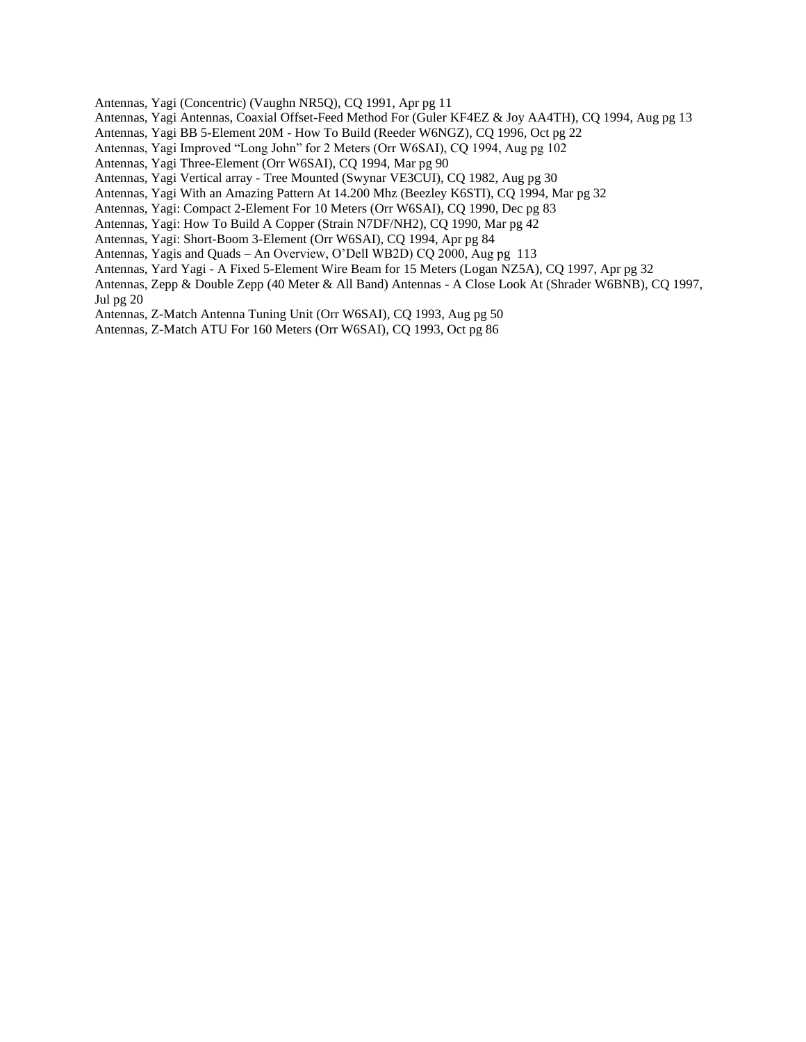Antennas, Yagi (Concentric) (Vaughn NR5Q), CQ 1991, Apr pg 11

Antennas, Yagi Antennas, Coaxial Offset-Feed Method For (Guler KF4EZ & Joy AA4TH), CQ 1994, Aug pg 13

Antennas, Yagi BB 5-Element 20M - How To Build (Reeder W6NGZ), CQ 1996, Oct pg 22

Antennas, Yagi Improved "Long John" for 2 Meters (Orr W6SAI), CQ 1994, Aug pg 102

Antennas, Yagi Three-Element (Orr W6SAI), CQ 1994, Mar pg 90

Antennas, Yagi Vertical array - Tree Mounted (Swynar VE3CUI), CQ 1982, Aug pg 30

Antennas, Yagi With an Amazing Pattern At 14.200 Mhz (Beezley K6STI), CQ 1994, Mar pg 32

Antennas, Yagi: Compact 2-Element For 10 Meters (Orr W6SAI), CQ 1990, Dec pg 83

Antennas, Yagi: How To Build A Copper (Strain N7DF/NH2), CQ 1990, Mar pg 42

Antennas, Yagi: Short-Boom 3-Element (Orr W6SAI), CQ 1994, Apr pg 84

Antennas, Yagis and Quads – An Overview, O'Dell WB2D) CQ 2000, Aug pg 113

Antennas, Yard Yagi - A Fixed 5-Element Wire Beam for 15 Meters (Logan NZ5A), CQ 1997, Apr pg 32

Antennas, Zepp & Double Zepp (40 Meter & All Band) Antennas - A Close Look At (Shrader W6BNB), CQ 1997, Jul pg 20

Antennas, Z-Match Antenna Tuning Unit (Orr W6SAI), CQ 1993, Aug pg 50

Antennas, Z-Match ATU For 160 Meters (Orr W6SAI), CQ 1993, Oct pg 86